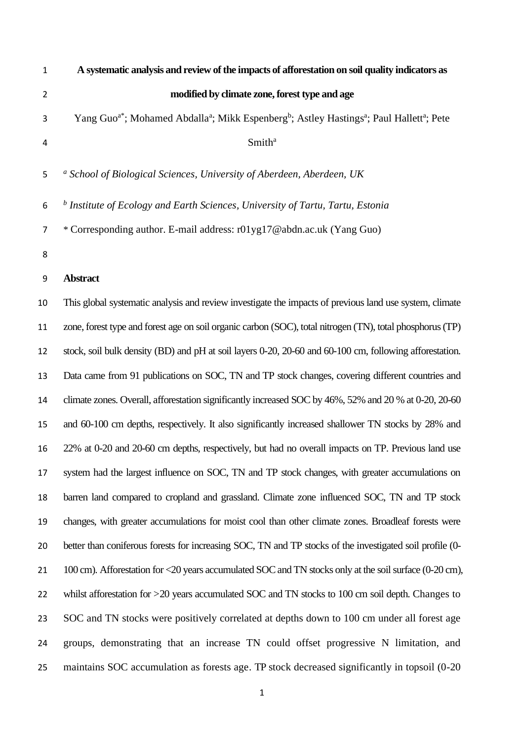# A systematic analysis and review of the impacts of afforestation on soil quality indicators as modified by climate zone, forest type and age

Yang Guo[a*]; Mohamed Abdalla[a]; Mikk Espenberg[b]; Astley Hastings[a]; Paul Hallett[a]; Pete Smith[a]

[a] *School of Biological Sciences, University of Aberdeen, Aberdeen, UK*

[b] *Institute of Ecology and Earth Sciences, University of Tartu, Tartu, Estonia*

* Corresponding author. E-mail address: r01yg17@abdn.ac.uk (Yang Guo)

## Abstract

This global systematic analysis and review investigate the impacts of previous land use system, climate zone, forest type and forest age on soil organic carbon (SOC), total nitrogen (TN), total phosphorus (TP) stock, soil bulk density (BD) and pH at soil layers 0-20, 20-60 and 60-100 cm, following afforestation. Data came from 91 publications on SOC, TN and TP stock changes, covering different countries and climate zones. Overall, afforestation significantly increased SOC by 46%, 52% and 20 % at 0-20, 20-60 and 60-100 cm depths, respectively. It also significantly increased shallower TN stocks by 28% and 22% at 0-20 and 20-60 cm depths, respectively, but had no overall impacts on TP. Previous land use system had the largest influence on SOC, TN and TP stock changes, with greater accumulations on barren land compared to cropland and grassland. Climate zone influenced SOC, TN and TP stock changes, with greater accumulations for moist cool than other climate zones. Broadleaf forests were better than coniferous forests for increasing SOC, TN and TP stocks of the investigated soil profile (0-100 cm). Afforestation for <20 years accumulated SOC and TN stocks only at the soil surface (0-20 cm), whilst afforestation for >20 years accumulated SOC and TN stocks to 100 cm soil depth. Changes to SOC and TN stocks were positively correlated at depths down to 100 cm under all forest age groups, demonstrating that an increase TN could offset progressive N limitation, and maintains SOC accumulation as forests age. TP stock decreased significantly in topsoil (0-20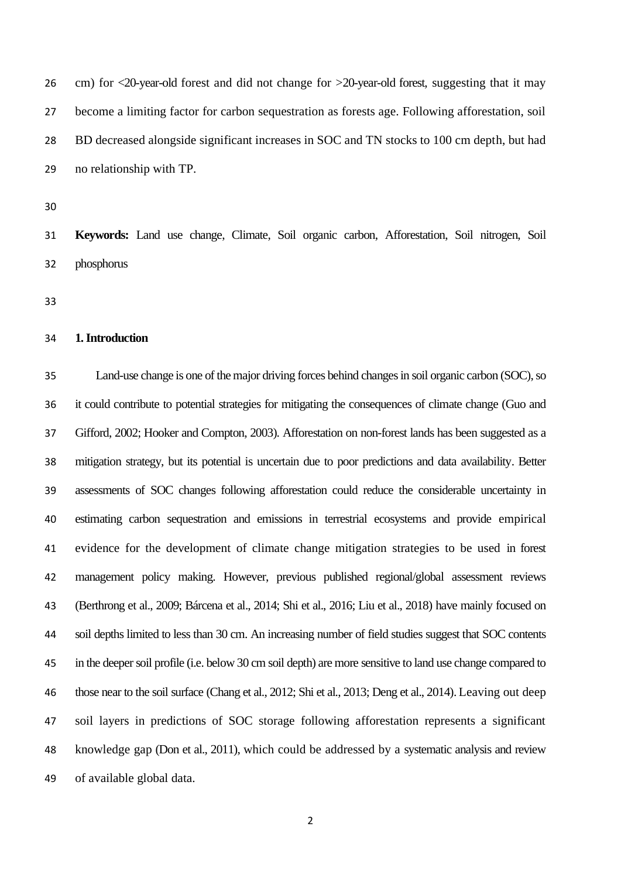cm) for <20-year-old forest and did not change for >20-year-old forest, suggesting that it may become a limiting factor for carbon sequestration as forests age. Following afforestation, soil BD decreased alongside significant increases in SOC and TN stocks to 100 cm depth, but had no relationship with TP.

**Keywords:** Land use change, Climate, Soil organic carbon, Afforestation, Soil nitrogen, Soil phosphorus

## 1. Introduction

Land-use change is one of the major driving forces behind changes in soil organic carbon (SOC), so it could contribute to potential strategies for mitigating the consequences of climate change (Guo and Gifford, 2002; Hooker and Compton, 2003). Afforestation on non-forest lands has been suggested as a mitigation strategy, but its potential is uncertain due to poor predictions and data availability. Better assessments of SOC changes following afforestation could reduce the considerable uncertainty in estimating carbon sequestration and emissions in terrestrial ecosystems and provide empirical evidence for the development of climate change mitigation strategies to be used in forest management policy making. However, previous published regional/global assessment reviews (Berthrong et al., 2009; Bárcena et al., 2014; Shi et al., 2016; Liu et al., 2018) have mainly focused on soil depths limited to less than 30 cm. An increasing number of field studies suggest that SOC contents in the deeper soil profile (i.e. below 30 cm soil depth) are more sensitive to land use change compared to those near to the soil surface (Chang et al., 2012; Shi et al., 2013; Deng et al., 2014). Leaving out deep soil layers in predictions of SOC storage following afforestation represents a significant knowledge gap (Don et al., 2011), which could be addressed by a systematic analysis and review of available global data.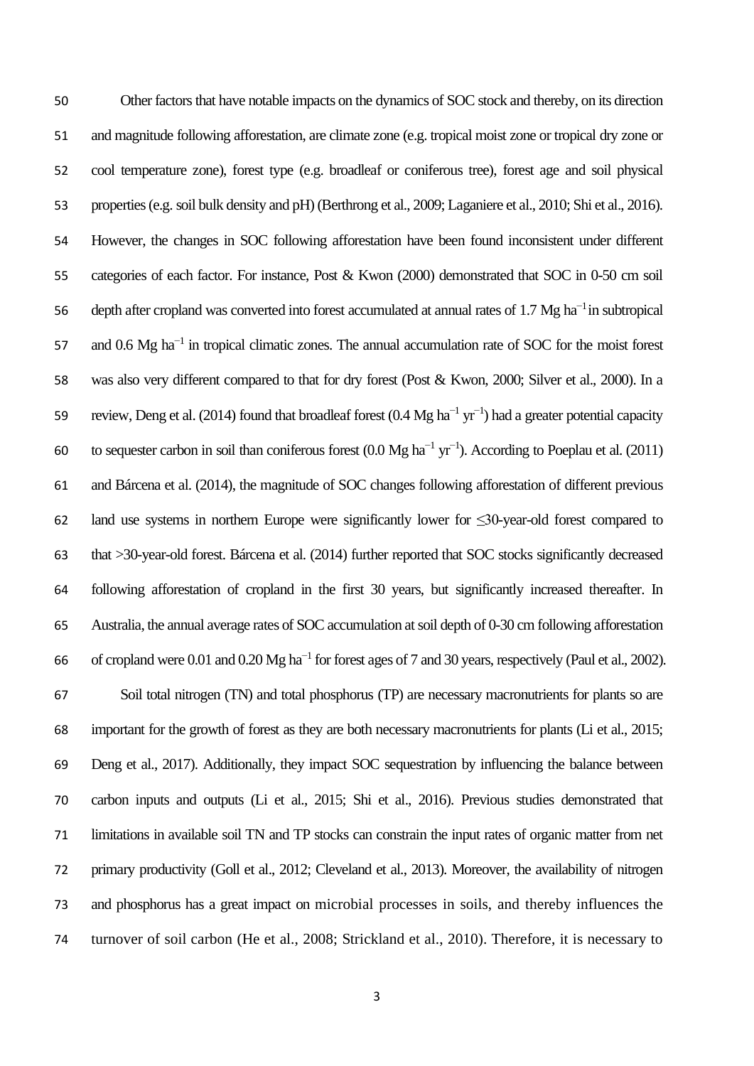Other factors that have notable impacts on the dynamics of SOC stock and thereby, on its direction and magnitude following afforestation, are climate zone (e.g. tropical moist zone or tropical dry zone or cool temperature zone), forest type (e.g. broadleaf or coniferous tree), forest age and soil physical properties (e.g. soil bulk density and pH) (Berthrong et al., 2009; Laganiere et al., 2010; Shi et al., 2016). However, the changes in SOC following afforestation have been found inconsistent under different categories of each factor. For instance, Post & Kwon (2000) demonstrated that SOC in 0-50 cm soil depth after cropland was converted into forest accumulated at annual rates of 1.7 Mg ha$^{-1}$ in subtropical and 0.6 Mg ha$^{-1}$ in tropical climatic zones. The annual accumulation rate of SOC for the moist forest was also very different compared to that for dry forest (Post & Kwon, 2000; Silver et al., 2000). In a review, Deng et al. (2014) found that broadleaf forest (0.4 Mg ha$^{-1}$ yr$^{-1}$) had a greater potential capacity to sequester carbon in soil than coniferous forest (0.0 Mg ha$^{-1}$ yr$^{-1}$). According to Poeplau et al. (2011) and Bárcena et al. (2014), the magnitude of SOC changes following afforestation of different previous land use systems in northern Europe were significantly lower for ≤30-year-old forest compared to that >30-year-old forest. Bárcena et al. (2014) further reported that SOC stocks significantly decreased following afforestation of cropland in the first 30 years, but significantly increased thereafter. In Australia, the annual average rates of SOC accumulation at soil depth of 0-30 cm following afforestation of cropland were 0.01 and 0.20 Mg ha$^{-1}$ for forest ages of 7 and 30 years, respectively (Paul et al., 2002).

Soil total nitrogen (TN) and total phosphorus (TP) are necessary macronutrients for plants so are important for the growth of forest as they are both necessary macronutrients for plants (Li et al., 2015; Deng et al., 2017). Additionally, they impact SOC sequestration by influencing the balance between carbon inputs and outputs (Li et al., 2015; Shi et al., 2016). Previous studies demonstrated that limitations in available soil TN and TP stocks can constrain the input rates of organic matter from net primary productivity (Goll et al., 2012; Cleveland et al., 2013). Moreover, the availability of nitrogen and phosphorus has a great impact on microbial processes in soils, and thereby influences the turnover of soil carbon (He et al., 2008; Strickland et al., 2010). Therefore, it is necessary to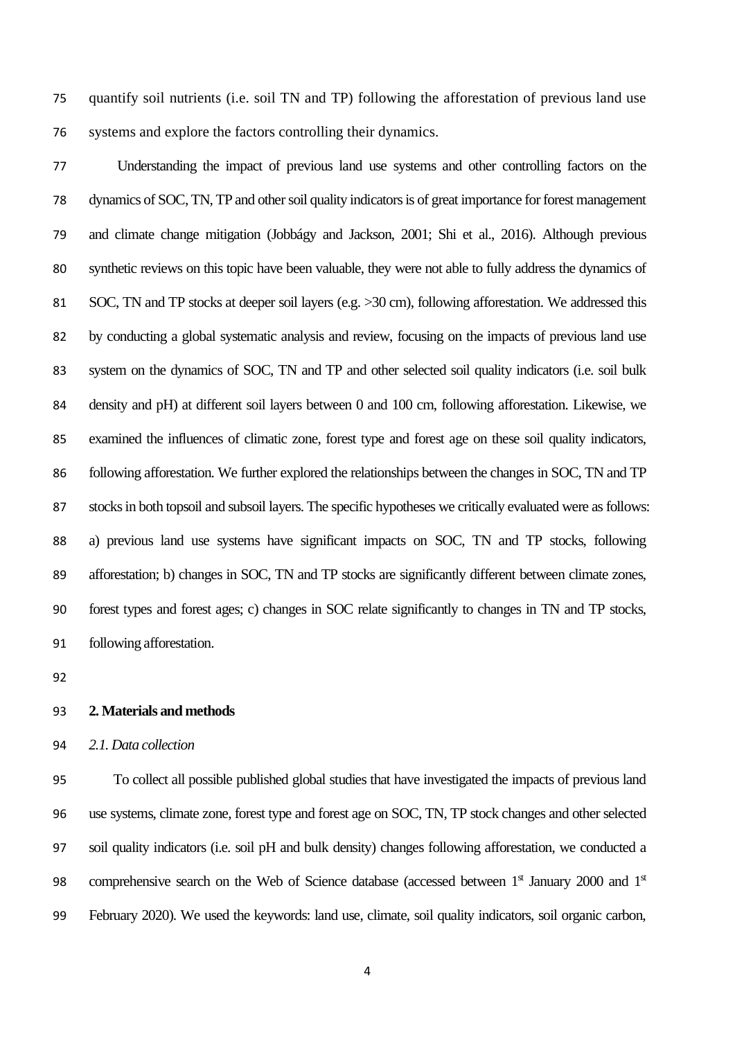quantify soil nutrients (i.e. soil TN and TP) following the afforestation of previous land use systems and explore the factors controlling their dynamics.

Understanding the impact of previous land use systems and other controlling factors on the dynamics of SOC, TN, TP and other soil quality indicators is of great importance for forest management and climate change mitigation (Jobbágy and Jackson, 2001; Shi et al., 2016). Although previous synthetic reviews on this topic have been valuable, they were not able to fully address the dynamics of SOC, TN and TP stocks at deeper soil layers (e.g. >30 cm), following afforestation. We addressed this by conducting a global systematic analysis and review, focusing on the impacts of previous land use system on the dynamics of SOC, TN and TP and other selected soil quality indicators (i.e. soil bulk density and pH) at different soil layers between 0 and 100 cm, following afforestation. Likewise, we examined the influences of climatic zone, forest type and forest age on these soil quality indicators, following afforestation. We further explored the relationships between the changes in SOC, TN and TP stocks in both topsoil and subsoil layers. The specific hypotheses we critically evaluated were as follows: a) previous land use systems have significant impacts on SOC, TN and TP stocks, following afforestation; b) changes in SOC, TN and TP stocks are significantly different between climate zones, forest types and forest ages; c) changes in SOC relate significantly to changes in TN and TP stocks, following afforestation.

## 2. Materials and methods

### *2.1. Data collection*

To collect all possible published global studies that have investigated the impacts of previous land use systems, climate zone, forest type and forest age on SOC, TN, TP stock changes and other selected soil quality indicators (i.e. soil pH and bulk density) changes following afforestation, we conducted a comprehensive search on the Web of Science database (accessed between 1st January 2000 and 1st February 2020). We used the keywords: land use, climate, soil quality indicators, soil organic carbon,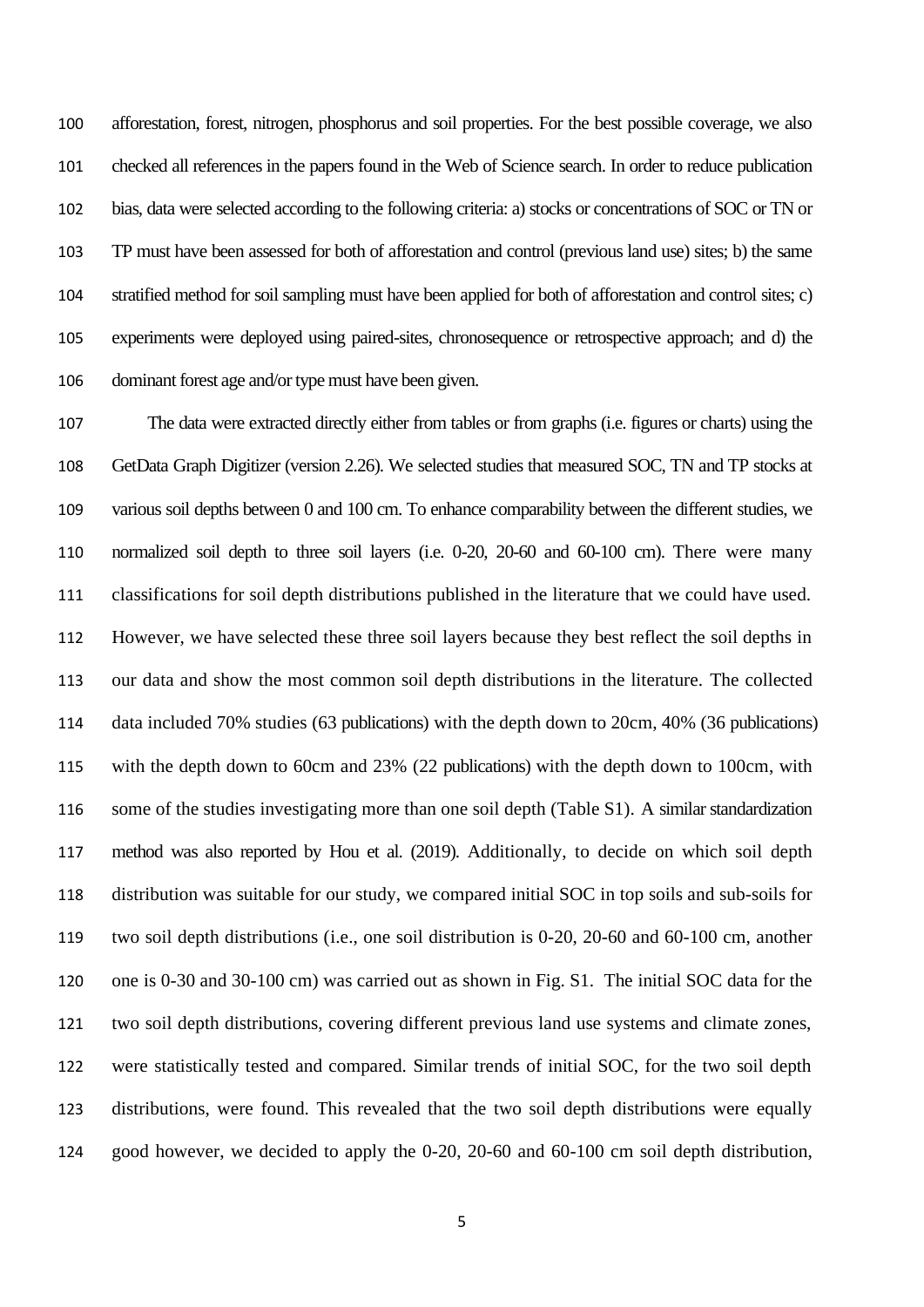afforestation, forest, nitrogen, phosphorus and soil properties. For the best possible coverage, we also checked all references in the papers found in the Web of Science search. In order to reduce publication bias, data were selected according to the following criteria: a) stocks or concentrations of SOC or TN or TP must have been assessed for both of afforestation and control (previous land use) sites; b) the same stratified method for soil sampling must have been applied for both of afforestation and control sites; c) experiments were deployed using paired-sites, chronosequence or retrospective approach; and d) the dominant forest age and/or type must have been given.

The data were extracted directly either from tables or from graphs (i.e. figures or charts) using the GetData Graph Digitizer (version 2.26). We selected studies that measured SOC, TN and TP stocks at various soil depths between 0 and 100 cm. To enhance comparability between the different studies, we normalized soil depth to three soil layers (i.e. 0-20, 20-60 and 60-100 cm). There were many classifications for soil depth distributions published in the literature that we could have used. However, we have selected these three soil layers because they best reflect the soil depths in our data and show the most common soil depth distributions in the literature. The collected data included 70% studies (63 publications) with the depth down to 20cm, 40% (36 publications) with the depth down to 60cm and 23% (22 publications) with the depth down to 100cm, with some of the studies investigating more than one soil depth (Table S1). A similar standardization method was also reported by Hou et al. (2019). Additionally, to decide on which soil depth distribution was suitable for our study, we compared initial SOC in top soils and sub-soils for two soil depth distributions (i.e., one soil distribution is 0-20, 20-60 and 60-100 cm, another one is 0-30 and 30-100 cm) was carried out as shown in Fig. S1. The initial SOC data for the two soil depth distributions, covering different previous land use systems and climate zones, were statistically tested and compared. Similar trends of initial SOC, for the two soil depth distributions, were found. This revealed that the two soil depth distributions were equally good however, we decided to apply the 0-20, 20-60 and 60-100 cm soil depth distribution,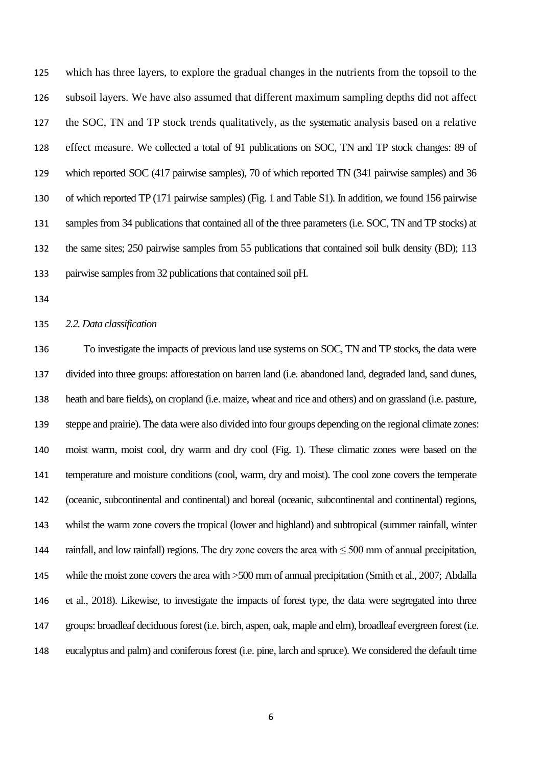which has three layers, to explore the gradual changes in the nutrients from the topsoil to the subsoil layers. We have also assumed that different maximum sampling depths did not affect the SOC, TN and TP stock trends qualitatively, as the systematic analysis based on a relative effect measure. We collected a total of 91 publications on SOC, TN and TP stock changes: 89 of which reported SOC (417 pairwise samples), 70 of which reported TN (341 pairwise samples) and 36 of which reported TP (171 pairwise samples) (Fig. 1 and Table S1). In addition, we found 156 pairwise samples from 34 publications that contained all of the three parameters (i.e. SOC, TN and TP stocks) at the same sites; 250 pairwise samples from 55 publications that contained soil bulk density (BD); 113 pairwise samples from 32 publications that contained soil pH.

### *2.2. Data classification*

To investigate the impacts of previous land use systems on SOC, TN and TP stocks, the data were divided into three groups: afforestation on barren land (i.e. abandoned land, degraded land, sand dunes, heath and bare fields), on cropland (i.e. maize, wheat and rice and others) and on grassland (i.e. pasture, steppe and prairie). The data were also divided into four groups depending on the regional climate zones: moist warm, moist cool, dry warm and dry cool (Fig. 1). These climatic zones were based on the temperature and moisture conditions (cool, warm, dry and moist). The cool zone covers the temperate (oceanic, subcontinental and continental) and boreal (oceanic, subcontinental and continental) regions, whilst the warm zone covers the tropical (lower and highland) and subtropical (summer rainfall, winter rainfall, and low rainfall) regions. The dry zone covers the area with ≤ 500 mm of annual precipitation, while the moist zone covers the area with >500 mm of annual precipitation (Smith et al., 2007; Abdalla et al., 2018). Likewise, to investigate the impacts of forest type, the data were segregated into three groups: broadleaf deciduous forest (i.e. birch, aspen, oak, maple and elm), broadleaf evergreen forest (i.e. eucalyptus and palm) and coniferous forest (i.e. pine, larch and spruce). We considered the default time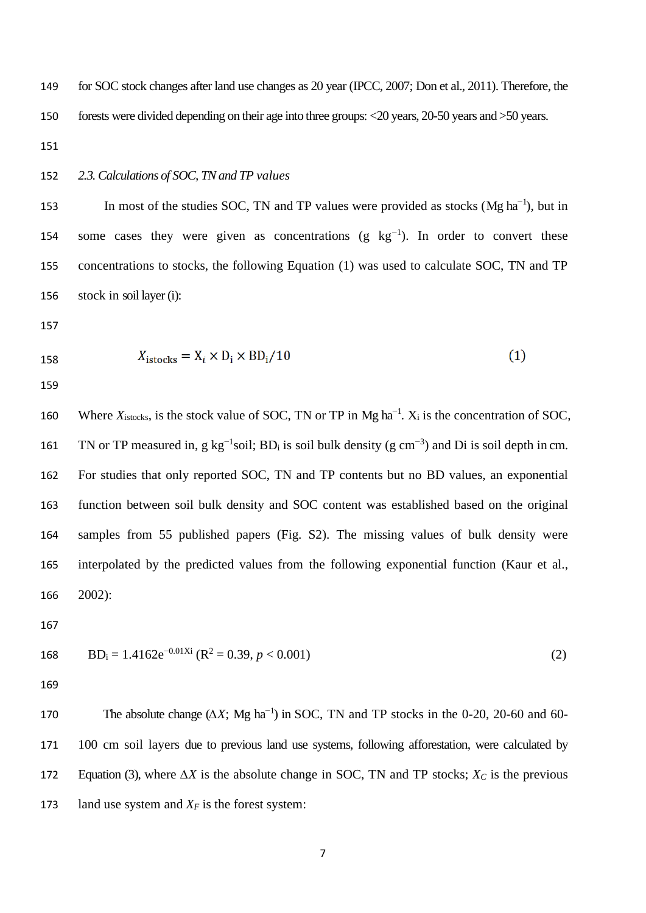for SOC stock changes after land use changes as 20 year (IPCC, 2007; Don et al., 2011). Therefore, the forests were divided depending on their age into three groups: <20 years, 20-50 years and >50 years.

### *2.3. Calculations of SOC, TN and TP values*

In most of the studies SOC, TN and TP values were provided as stocks (Mg ha$^{-1}$), but in some cases they were given as concentrations (g kg$^{-1}$). In order to convert these concentrations to stocks, the following Equation (1) was used to calculate SOC, TN and TP stock in soil layer (i):

$$X_{\text{istocks}} = X_i \times D_i \times BD_i/10 \quad (1)$$

Where $X_{\text{istocks}}$, is the stock value of SOC, TN or TP in Mg ha$^{-1}$. $X_i$ is the concentration of SOC, TN or TP measured in, g kg$^{-1}$soil; $BD_i$ is soil bulk density (g cm$^{-3}$) and Di is soil depth in cm. For studies that only reported SOC, TN and TP contents but no BD values, an exponential function between soil bulk density and SOC content was established based on the original samples from 55 published papers (Fig. S2). The missing values of bulk density were interpolated by the predicted values from the following exponential function (Kaur et al., 2002):

$$BD_i = 1.4162e^{-0.01X_i} \; (R^2 = 0.39,\ p < 0.001) \quad (2)$$

The absolute change ($\Delta X$; Mg ha$^{-1}$) in SOC, TN and TP stocks in the 0-20, 20-60 and 60-100 cm soil layers due to previous land use systems, following afforestation, were calculated by Equation (3), where $\Delta X$ is the absolute change in SOC, TN and TP stocks; $X_C$ is the previous land use system and $X_F$ is the forest system: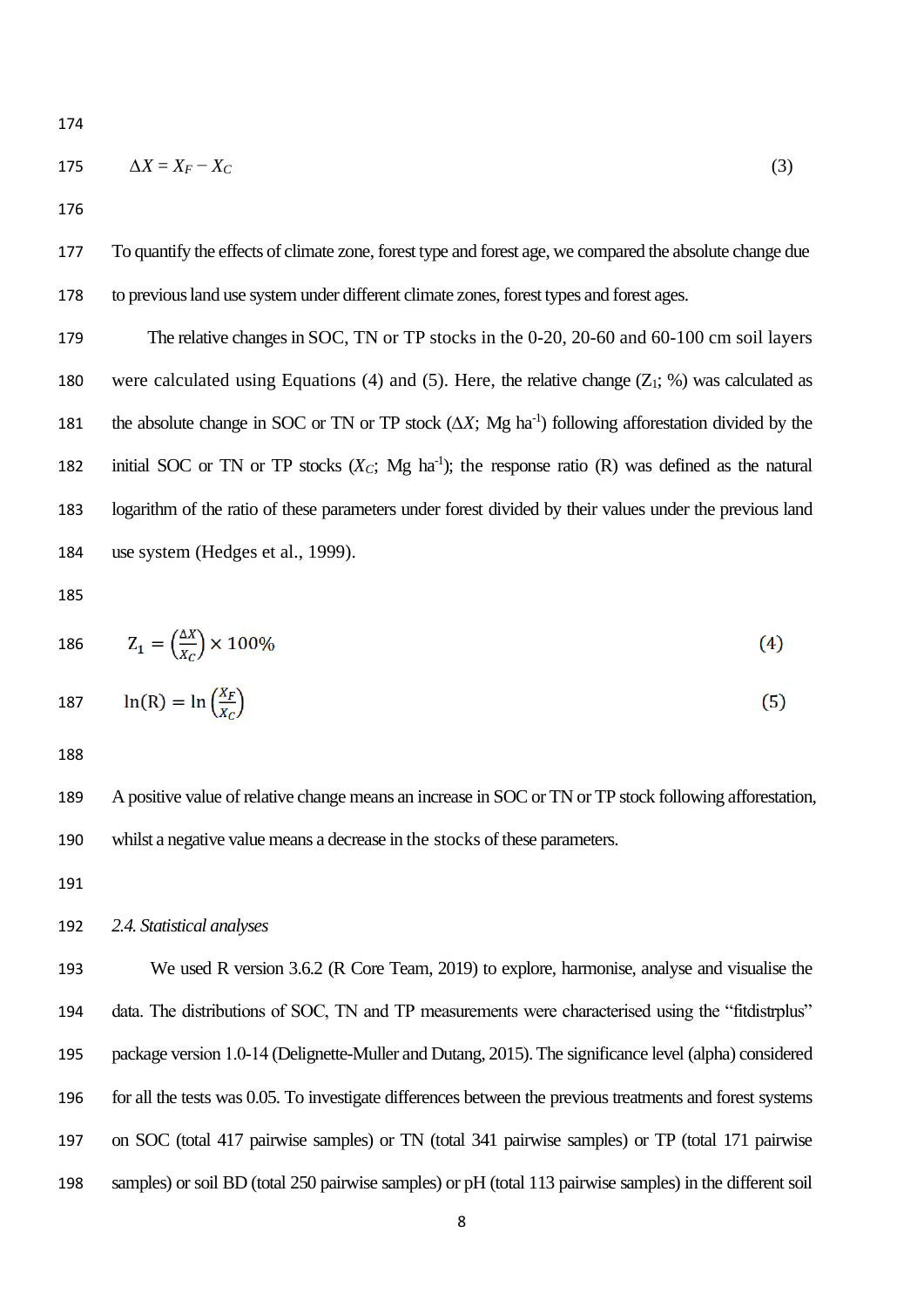$$\Delta X = X_F - X_C \tag{3}$$

To quantify the effects of climate zone, forest type and forest age, we compared the absolute change due to previous land use system under different climate zones, forest types and forest ages.

The relative changes in SOC, TN or TP stocks in the 0-20, 20-60 and 60-100 cm soil layers were calculated using Equations (4) and (5). Here, the relative change ($Z_1$; %) was calculated as the absolute change in SOC or TN or TP stock ($\Delta X$; Mg ha$^{-1}$) following afforestation divided by the initial SOC or TN or TP stocks ($X_C$; Mg ha$^{-1}$); the response ratio (R) was defined as the natural logarithm of the ratio of these parameters under forest divided by their values under the previous land use system (Hedges et al., 1999).

$$Z_1 = \left(\frac{\Delta X}{X_C}\right) \times 100\% \tag{4}$$

$$\ln(R) = \ln\left(\frac{X_F}{X_C}\right) \tag{5}$$

A positive value of relative change means an increase in SOC or TN or TP stock following afforestation, whilst a negative value means a decrease in the stocks of these parameters.

*2.4. Statistical analyses*

We used R version 3.6.2 (R Core Team, 2019) to explore, harmonise, analyse and visualise the data. The distributions of SOC, TN and TP measurements were characterised using the "fitdistrplus" package version 1.0-14 (Delignette-Muller and Dutang, 2015). The significance level (alpha) considered for all the tests was 0.05. To investigate differences between the previous treatments and forest systems on SOC (total 417 pairwise samples) or TN (total 341 pairwise samples) or TP (total 171 pairwise samples) or soil BD (total 250 pairwise samples) or pH (total 113 pairwise samples) in the different soil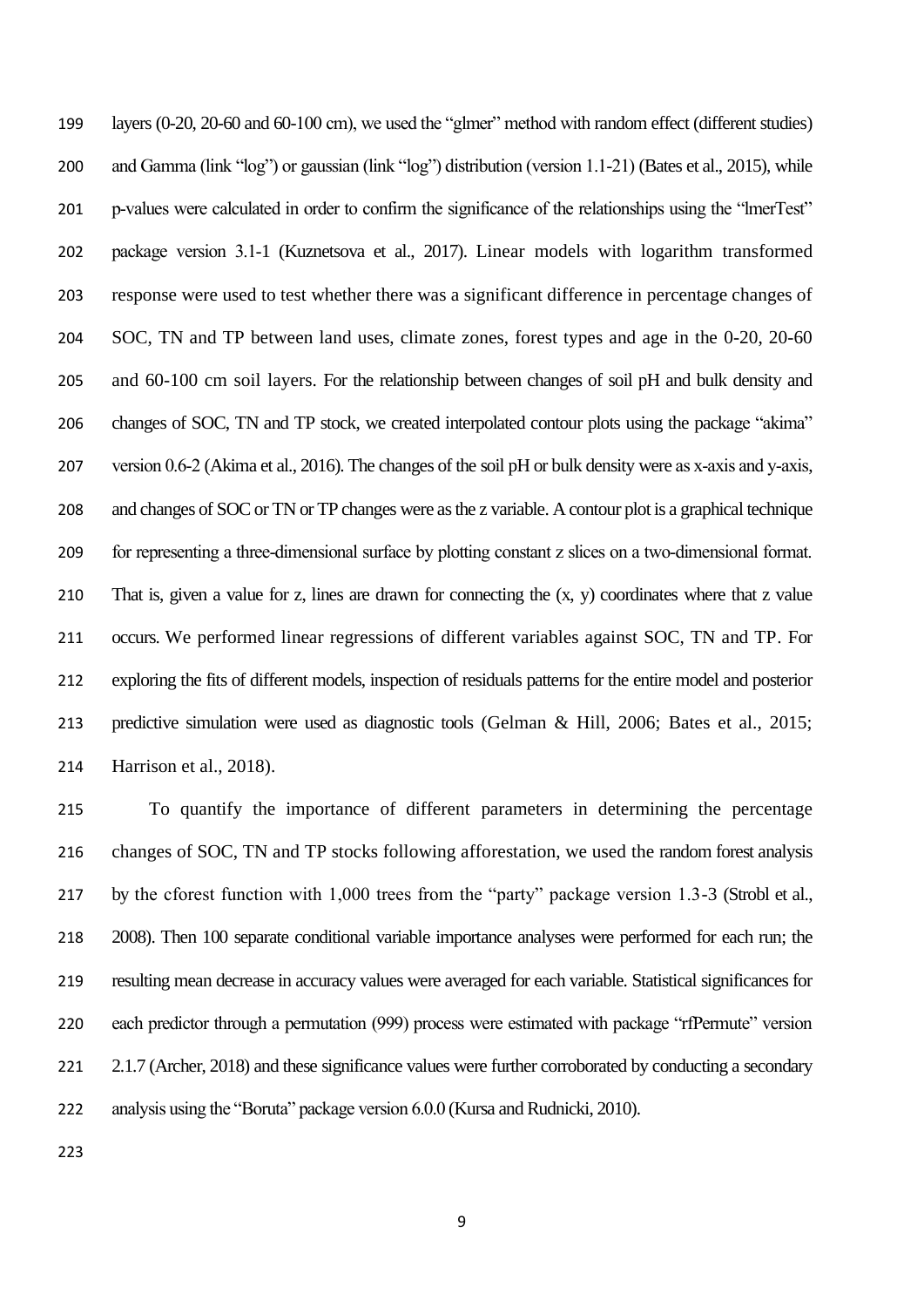layers (0-20, 20-60 and 60-100 cm), we used the "glmer" method with random effect (different studies) and Gamma (link "log") or gaussian (link "log") distribution (version 1.1-21) (Bates et al., 2015), while p-values were calculated in order to confirm the significance of the relationships using the "lmerTest" package version 3.1-1 (Kuznetsova et al., 2017). Linear models with logarithm transformed response were used to test whether there was a significant difference in percentage changes of SOC, TN and TP between land uses, climate zones, forest types and age in the 0-20, 20-60 and 60-100 cm soil layers. For the relationship between changes of soil pH and bulk density and changes of SOC, TN and TP stock, we created interpolated contour plots using the package "akima" version 0.6-2 (Akima et al., 2016). The changes of the soil pH or bulk density were as x-axis and y-axis, and changes of SOC or TN or TP changes were as the z variable. A contour plot is a graphical technique for representing a three-dimensional surface by plotting constant z slices on a two-dimensional format. That is, given a value for z, lines are drawn for connecting the (x, y) coordinates where that z value occurs. We performed linear regressions of different variables against SOC, TN and TP. For exploring the fits of different models, inspection of residuals patterns for the entire model and posterior predictive simulation were used as diagnostic tools (Gelman & Hill, 2006; Bates et al., 2015; Harrison et al., 2018).

To quantify the importance of different parameters in determining the percentage changes of SOC, TN and TP stocks following afforestation, we used the random forest analysis by the cforest function with 1,000 trees from the "party" package version 1.3-3 (Strobl et al., 2008). Then 100 separate conditional variable importance analyses were performed for each run; the resulting mean decrease in accuracy values were averaged for each variable. Statistical significances for each predictor through a permutation (999) process were estimated with package "rfPermute" version 2.1.7 (Archer, 2018) and these significance values were further corroborated by conducting a secondary analysis using the "Boruta" package version 6.0.0 (Kursa and Rudnicki, 2010).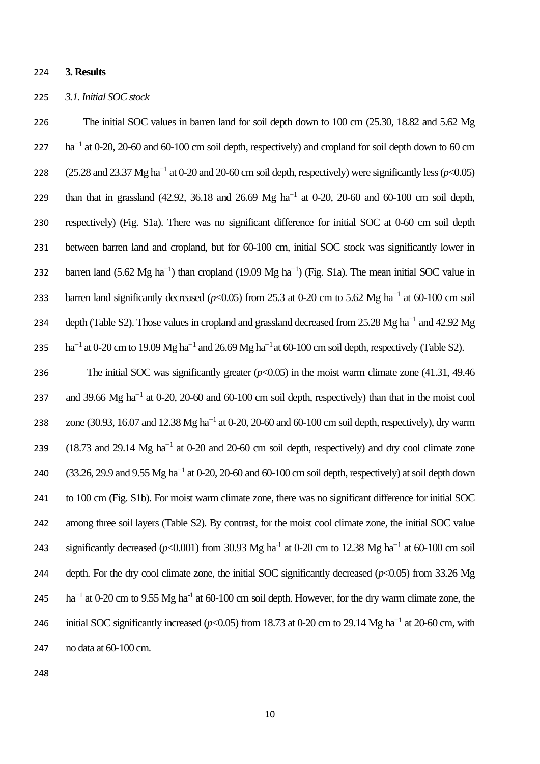## 3. Results

### *3.1. Initial SOC stock*

The initial SOC values in barren land for soil depth down to 100 cm (25.30, 18.82 and 5.62 Mg ha$^{-1}$ at 0-20, 20-60 and 60-100 cm soil depth, respectively) and cropland for soil depth down to 60 cm (25.28 and 23.37 Mg ha$^{-1}$ at 0-20 and 20-60 cm soil depth, respectively) were significantly less ($p$<0.05) than that in grassland (42.92, 36.18 and 26.69 Mg ha$^{-1}$ at 0-20, 20-60 and 60-100 cm soil depth, respectively) (Fig. S1a). There was no significant difference for initial SOC at 0-60 cm soil depth between barren land and cropland, but for 60-100 cm, initial SOC stock was significantly lower in barren land (5.62 Mg ha$^{-1}$) than cropland (19.09 Mg ha$^{-1}$) (Fig. S1a). The mean initial SOC value in barren land significantly decreased ($p$<0.05) from 25.3 at 0-20 cm to 5.62 Mg ha$^{-1}$ at 60-100 cm soil depth (Table S2). Those values in cropland and grassland decreased from 25.28 Mg ha$^{-1}$ and 42.92 Mg ha$^{-1}$ at 0-20 cm to 19.09 Mg ha$^{-1}$ and 26.69 Mg ha$^{-1}$ at 60-100 cm soil depth, respectively (Table S2).

The initial SOC was significantly greater ($p$<0.05) in the moist warm climate zone (41.31, 49.46 and 39.66 Mg ha$^{-1}$ at 0-20, 20-60 and 60-100 cm soil depth, respectively) than that in the moist cool zone (30.93, 16.07 and 12.38 Mg ha$^{-1}$ at 0-20, 20-60 and 60-100 cm soil depth, respectively), dry warm (18.73 and 29.14 Mg ha$^{-1}$ at 0-20 and 20-60 cm soil depth, respectively) and dry cool climate zone (33.26, 29.9 and 9.55 Mg ha$^{-1}$ at 0-20, 20-60 and 60-100 cm soil depth, respectively) at soil depth down to 100 cm (Fig. S1b). For moist warm climate zone, there was no significant difference for initial SOC among three soil layers (Table S2). By contrast, for the moist cool climate zone, the initial SOC value significantly decreased ($p$<0.001) from 30.93 Mg ha$^{-1}$ at 0-20 cm to 12.38 Mg ha$^{-1}$ at 60-100 cm soil depth. For the dry cool climate zone, the initial SOC significantly decreased ($p$<0.05) from 33.26 Mg ha$^{-1}$ at 0-20 cm to 9.55 Mg ha$^{-1}$ at 60-100 cm soil depth. However, for the dry warm climate zone, the initial SOC significantly increased ($p$<0.05) from 18.73 at 0-20 cm to 29.14 Mg ha$^{-1}$ at 20-60 cm, with no data at 60-100 cm.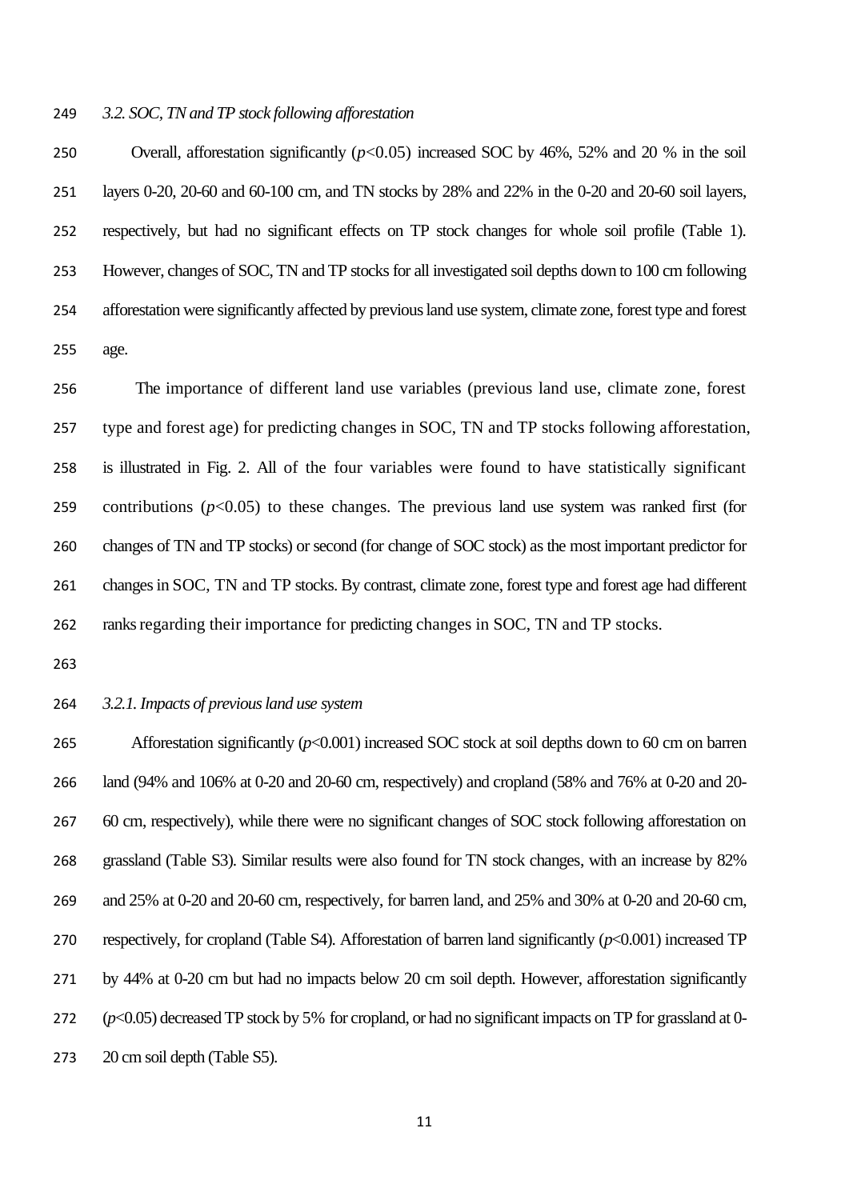### *3.2. SOC, TN and TP stock following afforestation*

Overall, afforestation significantly ($p<0.05$) increased SOC by 46%, 52% and 20 % in the soil layers 0-20, 20-60 and 60-100 cm, and TN stocks by 28% and 22% in the 0-20 and 20-60 soil layers, respectively, but had no significant effects on TP stock changes for whole soil profile (Table 1). However, changes of SOC, TN and TP stocks for all investigated soil depths down to 100 cm following afforestation were significantly affected by previous land use system, climate zone, forest type and forest age.

The importance of different land use variables (previous land use, climate zone, forest type and forest age) for predicting changes in SOC, TN and TP stocks following afforestation, is illustrated in Fig. 2. All of the four variables were found to have statistically significant contributions ($p<0.05$) to these changes. The previous land use system was ranked first (for changes of TN and TP stocks) or second (for change of SOC stock) as the most important predictor for changes in SOC, TN and TP stocks. By contrast, climate zone, forest type and forest age had different ranks regarding their importance for predicting changes in SOC, TN and TP stocks.

#### *3.2.1. Impacts of previous land use system*

Afforestation significantly ($p<0.001$) increased SOC stock at soil depths down to 60 cm on barren land (94% and 106% at 0-20 and 20-60 cm, respectively) and cropland (58% and 76% at 0-20 and 20-60 cm, respectively), while there were no significant changes of SOC stock following afforestation on grassland (Table S3). Similar results were also found for TN stock changes, with an increase by 82% and 25% at 0-20 and 20-60 cm, respectively, for barren land, and 25% and 30% at 0-20 and 20-60 cm, respectively, for cropland (Table S4). Afforestation of barren land significantly ($p<0.001$) increased TP by 44% at 0-20 cm but had no impacts below 20 cm soil depth. However, afforestation significantly ($p<0.05$) decreased TP stock by 5% for cropland, or had no significant impacts on TP for grassland at 0-20 cm soil depth (Table S5).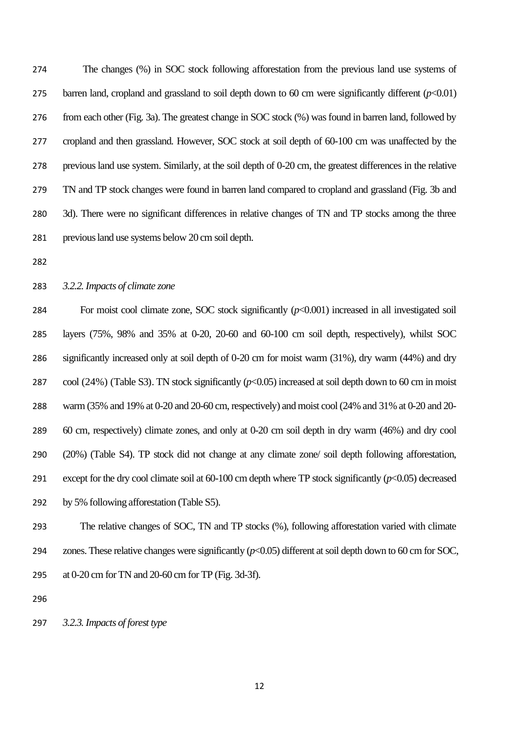The changes (%) in SOC stock following afforestation from the previous land use systems of barren land, cropland and grassland to soil depth down to 60 cm were significantly different ($p$<0.01) from each other (Fig. 3a). The greatest change in SOC stock (%) was found in barren land, followed by cropland and then grassland. However, SOC stock at soil depth of 60-100 cm was unaffected by the previous land use system. Similarly, at the soil depth of 0-20 cm, the greatest differences in the relative TN and TP stock changes were found in barren land compared to cropland and grassland (Fig. 3b and 3d). There were no significant differences in relative changes of TN and TP stocks among the three previous land use systems below 20 cm soil depth.

### *3.2.2. Impacts of climate zone*

For moist cool climate zone, SOC stock significantly ($p$<0.001) increased in all investigated soil layers (75%, 98% and 35% at 0-20, 20-60 and 60-100 cm soil depth, respectively), whilst SOC significantly increased only at soil depth of 0-20 cm for moist warm (31%), dry warm (44%) and dry cool (24%) (Table S3). TN stock significantly ($p$<0.05) increased at soil depth down to 60 cm in moist warm (35% and 19% at 0-20 and 20-60 cm, respectively) and moist cool (24% and 31% at 0-20 and 20-60 cm, respectively) climate zones, and only at 0-20 cm soil depth in dry warm (46%) and dry cool (20%) (Table S4). TP stock did not change at any climate zone/ soil depth following afforestation, except for the dry cool climate soil at 60-100 cm depth where TP stock significantly ($p$<0.05) decreased by 5% following afforestation (Table S5).

The relative changes of SOC, TN and TP stocks (%), following afforestation varied with climate zones. These relative changes were significantly ($p$<0.05) different at soil depth down to 60 cm for SOC, at 0-20 cm for TN and 20-60 cm for TP (Fig. 3d-3f).

### *3.2.3. Impacts of forest type*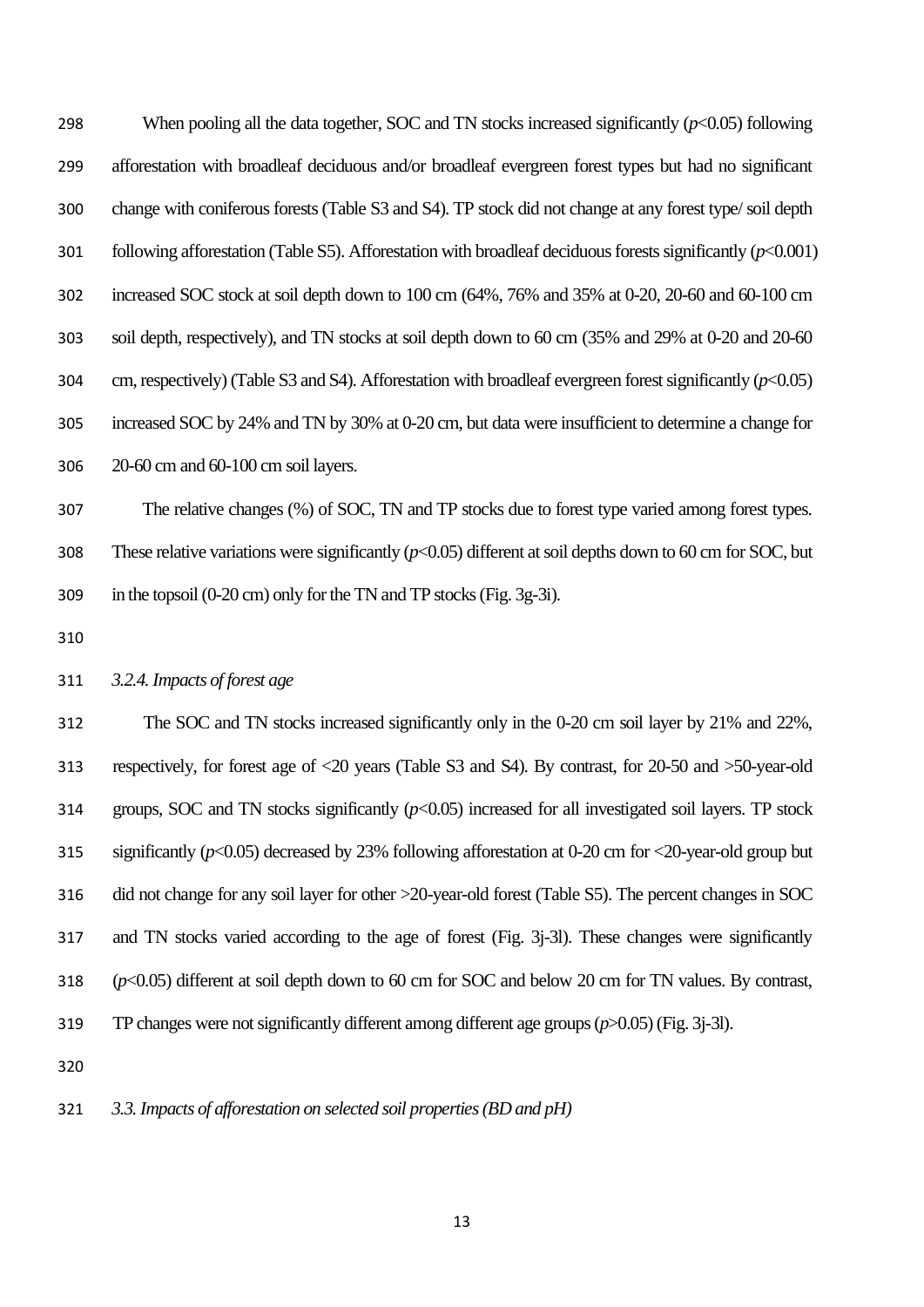When pooling all the data together, SOC and TN stocks increased significantly ($p<0.05$) following afforestation with broadleaf deciduous and/or broadleaf evergreen forest types but had no significant change with coniferous forests (Table S3 and S4). TP stock did not change at any forest type/ soil depth following afforestation (Table S5). Afforestation with broadleaf deciduous forests significantly ($p<0.001$) increased SOC stock at soil depth down to 100 cm (64%, 76% and 35% at 0-20, 20-60 and 60-100 cm soil depth, respectively), and TN stocks at soil depth down to 60 cm (35% and 29% at 0-20 and 20-60 cm, respectively) (Table S3 and S4). Afforestation with broadleaf evergreen forest significantly ($p<0.05$) increased SOC by 24% and TN by 30% at 0-20 cm, but data were insufficient to determine a change for 20-60 cm and 60-100 cm soil layers.

The relative changes (%) of SOC, TN and TP stocks due to forest type varied among forest types. These relative variations were significantly ($p<0.05$) different at soil depths down to 60 cm for SOC, but in the topsoil (0-20 cm) only for the TN and TP stocks (Fig. 3g-3i).

### *3.2.4. Impacts of forest age*

The SOC and TN stocks increased significantly only in the 0-20 cm soil layer by 21% and 22%, respectively, for forest age of <20 years (Table S3 and S4). By contrast, for 20-50 and >50-year-old groups, SOC and TN stocks significantly ($p<0.05$) increased for all investigated soil layers. TP stock significantly ($p<0.05$) decreased by 23% following afforestation at 0-20 cm for <20-year-old group but did not change for any soil layer for other >20-year-old forest (Table S5). The percent changes in SOC and TN stocks varied according to the age of forest (Fig. 3j-3l). These changes were significantly ($p<0.05$) different at soil depth down to 60 cm for SOC and below 20 cm for TN values. By contrast, TP changes were not significantly different among different age groups ($p>0.05$) (Fig. 3j-3l).

## *3.3. Impacts of afforestation on selected soil properties (BD and pH)*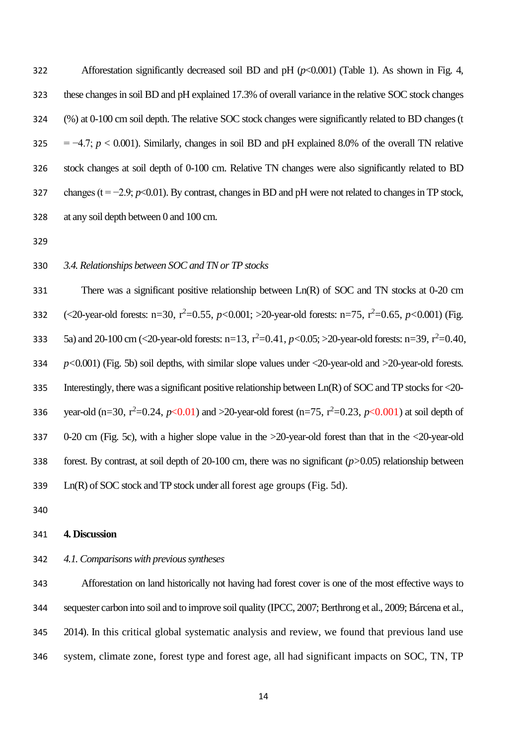Afforestation significantly decreased soil BD and pH ($p<0.001$) (Table 1). As shown in Fig. 4, these changes in soil BD and pH explained 17.3% of overall variance in the relative SOC stock changes (%) at 0-100 cm soil depth. The relative SOC stock changes were significantly related to BD changes ($t = -4.7$; $p < 0.001$). Similarly, changes in soil BD and pH explained 8.0% of the overall TN relative stock changes at soil depth of 0-100 cm. Relative TN changes were also significantly related to BD changes ($t = -2.9$; $p<0.01$). By contrast, changes in BD and pH were not related to changes in TP stock, at any soil depth between 0 and 100 cm.

### *3.4. Relationships between SOC and TN or TP stocks*

There was a significant positive relationship between Ln(R) of SOC and TN stocks at 0-20 cm (<20-year-old forests: n=30, $r^2$=0.55, $p<0.001$; >20-year-old forests: n=75, $r^2$=0.65, $p<0.001$) (Fig. 5a) and 20-100 cm (<20-year-old forests: n=13, $r^2$=0.41, $p<0.05$; >20-year-old forests: n=39, $r^2$=0.40, $p<0.001$) (Fig. 5b) soil depths, with similar slope values under <20-year-old and >20-year-old forests. Interestingly, there was a significant positive relationship between Ln(R) of SOC and TP stocks for <20-year-old (n=30, $r^2$=0.24, $p<0.01$) and >20-year-old forest (n=75, $r^2$=0.23, $p<0.001$) at soil depth of 0-20 cm (Fig. 5c), with a higher slope value in the >20-year-old forest than that in the <20-year-old forest. By contrast, at soil depth of 20-100 cm, there was no significant ($p>0.05$) relationship between Ln(R) of SOC stock and TP stock under all forest age groups (Fig. 5d).

## 4. Discussion

### *4.1. Comparisons with previous syntheses*

Afforestation on land historically not having had forest cover is one of the most effective ways to sequester carbon into soil and to improve soil quality (IPCC, 2007; Berthrong et al., 2009; Bárcena et al., 2014). In this critical global systematic analysis and review, we found that previous land use system, climate zone, forest type and forest age, all had significant impacts on SOC, TN, TP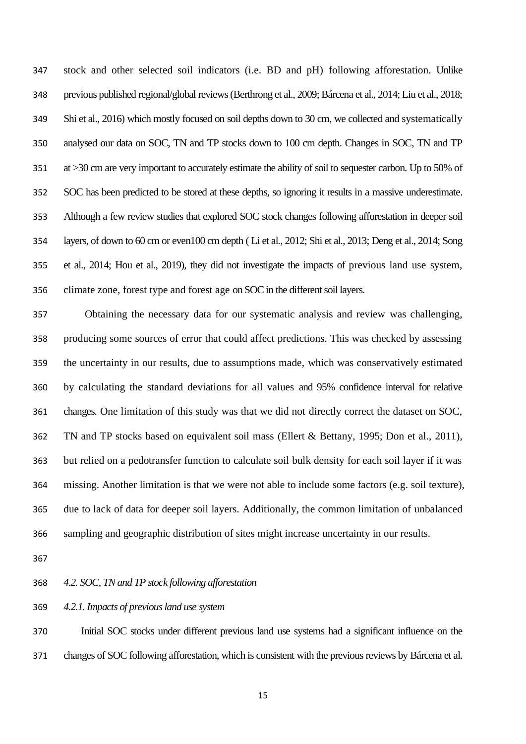stock and other selected soil indicators (i.e. BD and pH) following afforestation. Unlike previous published regional/global reviews (Berthrong et al., 2009; Bárcena et al., 2014; Liu et al., 2018; Shi et al., 2016) which mostly focused on soil depths down to 30 cm, we collected and systematically analysed our data on SOC, TN and TP stocks down to 100 cm depth. Changes in SOC, TN and TP at >30 cm are very important to accurately estimate the ability of soil to sequester carbon. Up to 50% of SOC has been predicted to be stored at these depths, so ignoring it results in a massive underestimate. Although a few review studies that explored SOC stock changes following afforestation in deeper soil layers, of down to 60 cm or even100 cm depth ( Li et al., 2012; Shi et al., 2013; Deng et al., 2014; Song et al., 2014; Hou et al., 2019), they did not investigate the impacts of previous land use system, climate zone, forest type and forest age on SOC in the different soil layers.

Obtaining the necessary data for our systematic analysis and review was challenging, producing some sources of error that could affect predictions. This was checked by assessing the uncertainty in our results, due to assumptions made, which was conservatively estimated by calculating the standard deviations for all values and 95% confidence interval for relative changes. One limitation of this study was that we did not directly correct the dataset on SOC, TN and TP stocks based on equivalent soil mass (Ellert & Bettany, 1995; Don et al., 2011), but relied on a pedotransfer function to calculate soil bulk density for each soil layer if it was missing. Another limitation is that we were not able to include some factors (e.g. soil texture), due to lack of data for deeper soil layers. Additionally, the common limitation of unbalanced sampling and geographic distribution of sites might increase uncertainty in our results.

### *4.2. SOC, TN and TP stock following afforestation*

#### *4.2.1. Impacts of previous land use system*

Initial SOC stocks under different previous land use systems had a significant influence on the changes of SOC following afforestation, which is consistent with the previous reviews by Bárcena et al.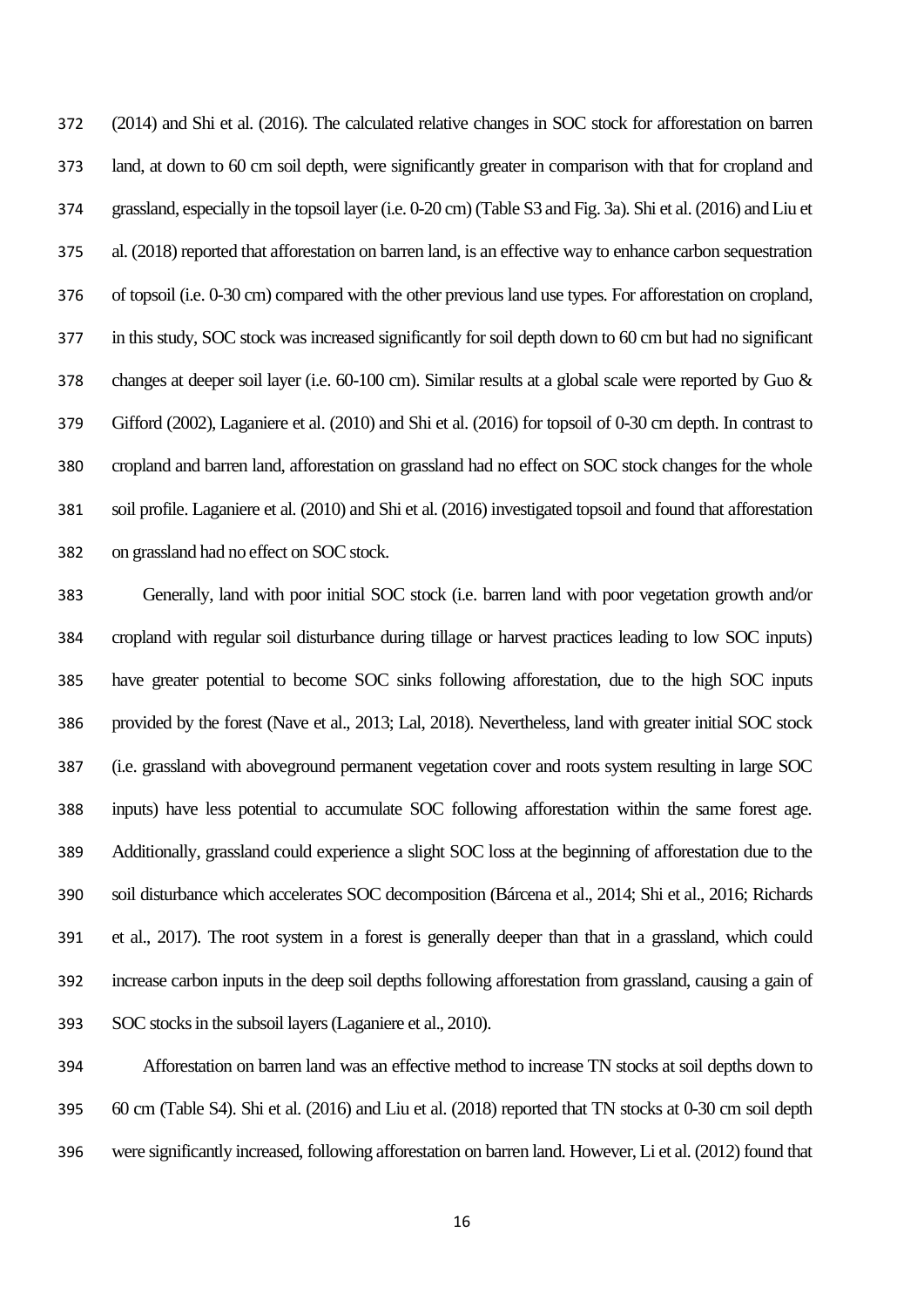(2014) and Shi et al. (2016). The calculated relative changes in SOC stock for afforestation on barren land, at down to 60 cm soil depth, were significantly greater in comparison with that for cropland and grassland, especially in the topsoil layer (i.e. 0-20 cm) (Table S3 and Fig. 3a). Shi et al. (2016) and Liu et al. (2018) reported that afforestation on barren land, is an effective way to enhance carbon sequestration of topsoil (i.e. 0-30 cm) compared with the other previous land use types. For afforestation on cropland, in this study, SOC stock was increased significantly for soil depth down to 60 cm but had no significant changes at deeper soil layer (i.e. 60-100 cm). Similar results at a global scale were reported by Guo & Gifford (2002), Laganiere et al. (2010) and Shi et al. (2016) for topsoil of 0-30 cm depth. In contrast to cropland and barren land, afforestation on grassland had no effect on SOC stock changes for the whole soil profile. Laganiere et al. (2010) and Shi et al. (2016) investigated topsoil and found that afforestation on grassland had no effect on SOC stock.

Generally, land with poor initial SOC stock (i.e. barren land with poor vegetation growth and/or cropland with regular soil disturbance during tillage or harvest practices leading to low SOC inputs) have greater potential to become SOC sinks following afforestation, due to the high SOC inputs provided by the forest (Nave et al., 2013; Lal, 2018). Nevertheless, land with greater initial SOC stock (i.e. grassland with aboveground permanent vegetation cover and roots system resulting in large SOC inputs) have less potential to accumulate SOC following afforestation within the same forest age. Additionally, grassland could experience a slight SOC loss at the beginning of afforestation due to the soil disturbance which accelerates SOC decomposition (Bárcena et al., 2014; Shi et al., 2016; Richards et al., 2017). The root system in a forest is generally deeper than that in a grassland, which could increase carbon inputs in the deep soil depths following afforestation from grassland, causing a gain of SOC stocks in the subsoil layers (Laganiere et al., 2010).

Afforestation on barren land was an effective method to increase TN stocks at soil depths down to 60 cm (Table S4). Shi et al. (2016) and Liu et al. (2018) reported that TN stocks at 0-30 cm soil depth were significantly increased, following afforestation on barren land. However, Li et al. (2012) found that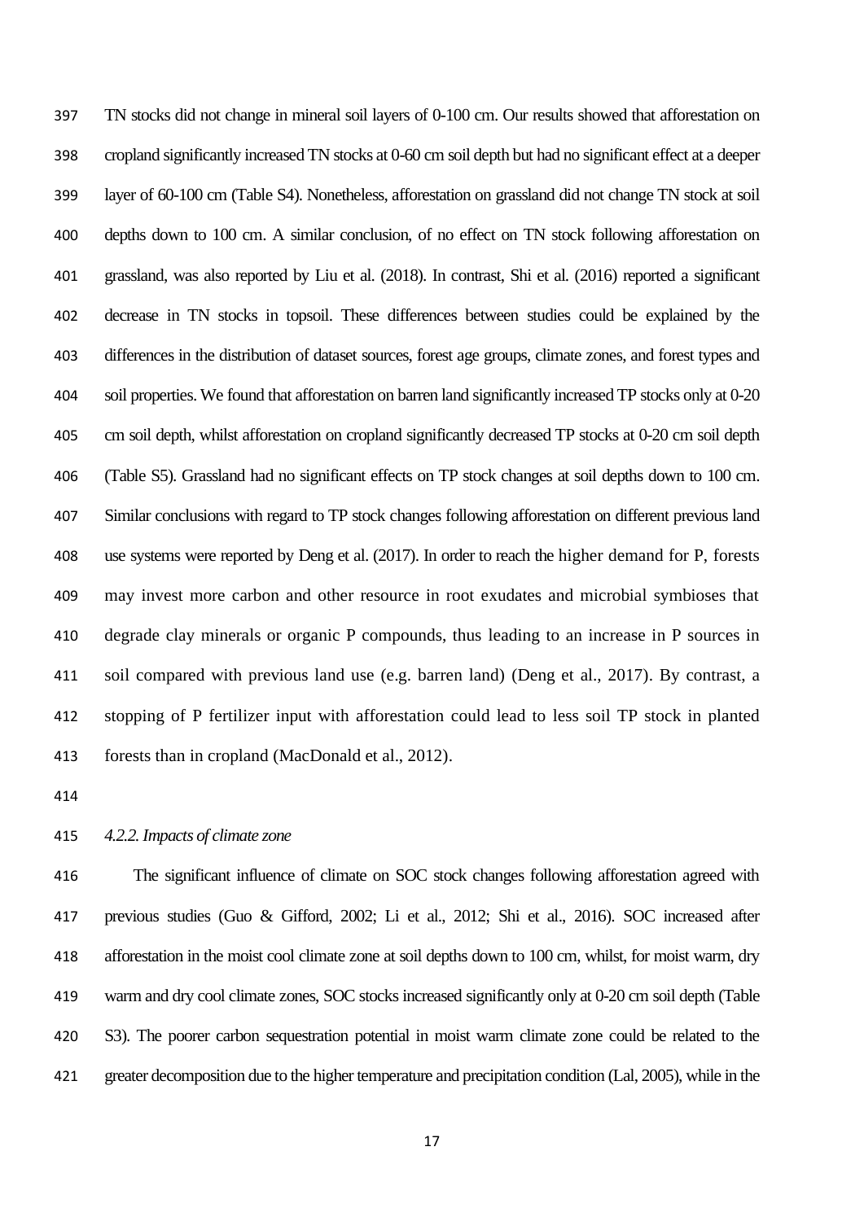TN stocks did not change in mineral soil layers of 0-100 cm. Our results showed that afforestation on cropland significantly increased TN stocks at 0-60 cm soil depth but had no significant effect at a deeper layer of 60-100 cm (Table S4). Nonetheless, afforestation on grassland did not change TN stock at soil depths down to 100 cm. A similar conclusion, of no effect on TN stock following afforestation on grassland, was also reported by Liu et al. (2018). In contrast, Shi et al. (2016) reported a significant decrease in TN stocks in topsoil. These differences between studies could be explained by the differences in the distribution of dataset sources, forest age groups, climate zones, and forest types and soil properties. We found that afforestation on barren land significantly increased TP stocks only at 0-20 cm soil depth, whilst afforestation on cropland significantly decreased TP stocks at 0-20 cm soil depth (Table S5). Grassland had no significant effects on TP stock changes at soil depths down to 100 cm. Similar conclusions with regard to TP stock changes following afforestation on different previous land use systems were reported by Deng et al. (2017). In order to reach the higher demand for P, forests may invest more carbon and other resource in root exudates and microbial symbioses that degrade clay minerals or organic P compounds, thus leading to an increase in P sources in soil compared with previous land use (e.g. barren land) (Deng et al., 2017). By contrast, a stopping of P fertilizer input with afforestation could lead to less soil TP stock in planted forests than in cropland (MacDonald et al., 2012).

*4.2.2. Impacts of climate zone*

The significant influence of climate on SOC stock changes following afforestation agreed with previous studies (Guo & Gifford, 2002; Li et al., 2012; Shi et al., 2016). SOC increased after afforestation in the moist cool climate zone at soil depths down to 100 cm, whilst, for moist warm, dry warm and dry cool climate zones, SOC stocks increased significantly only at 0-20 cm soil depth (Table S3). The poorer carbon sequestration potential in moist warm climate zone could be related to the greater decomposition due to the higher temperature and precipitation condition (Lal, 2005), while in the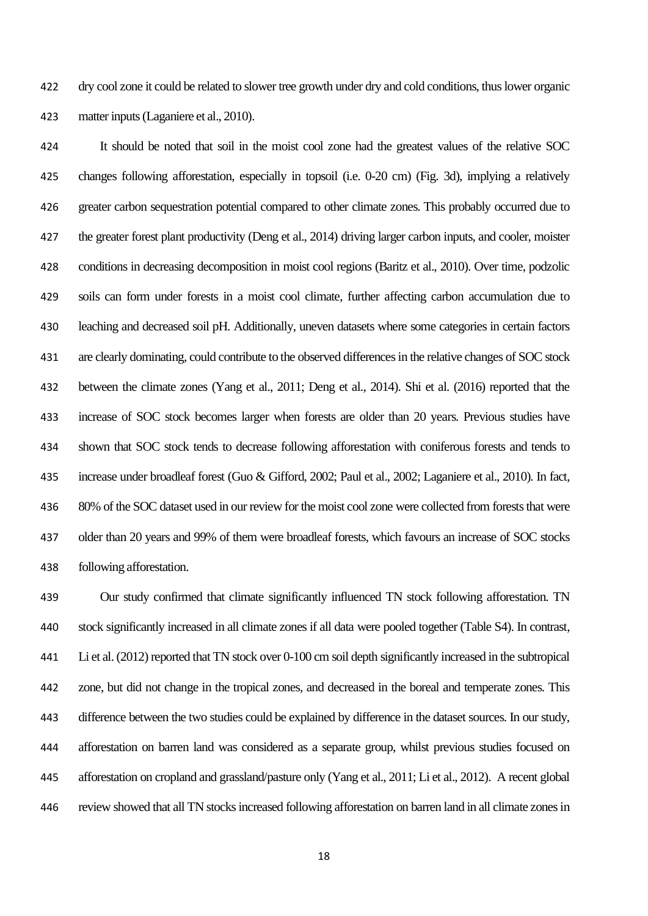dry cool zone it could be related to slower tree growth under dry and cold conditions, thus lower organic matter inputs (Laganiere et al., 2010).

It should be noted that soil in the moist cool zone had the greatest values of the relative SOC changes following afforestation, especially in topsoil (i.e. 0-20 cm) (Fig. 3d), implying a relatively greater carbon sequestration potential compared to other climate zones. This probably occurred due to the greater forest plant productivity (Deng et al., 2014) driving larger carbon inputs, and cooler, moister conditions in decreasing decomposition in moist cool regions (Baritz et al., 2010). Over time, podzolic soils can form under forests in a moist cool climate, further affecting carbon accumulation due to leaching and decreased soil pH. Additionally, uneven datasets where some categories in certain factors are clearly dominating, could contribute to the observed differences in the relative changes of SOC stock between the climate zones (Yang et al., 2011; Deng et al., 2014). Shi et al. (2016) reported that the increase of SOC stock becomes larger when forests are older than 20 years. Previous studies have shown that SOC stock tends to decrease following afforestation with coniferous forests and tends to increase under broadleaf forest (Guo & Gifford, 2002; Paul et al., 2002; Laganiere et al., 2010). In fact, 80% of the SOC dataset used in our review for the moist cool zone were collected from forests that were older than 20 years and 99% of them were broadleaf forests, which favours an increase of SOC stocks following afforestation.

Our study confirmed that climate significantly influenced TN stock following afforestation. TN stock significantly increased in all climate zones if all data were pooled together (Table S4). In contrast, Li et al. (2012) reported that TN stock over 0-100 cm soil depth significantly increased in the subtropical zone, but did not change in the tropical zones, and decreased in the boreal and temperate zones. This difference between the two studies could be explained by difference in the dataset sources. In our study, afforestation on barren land was considered as a separate group, whilst previous studies focused on afforestation on cropland and grassland/pasture only (Yang et al., 2011; Li et al., 2012). A recent global review showed that all TN stocks increased following afforestation on barren land in all climate zones in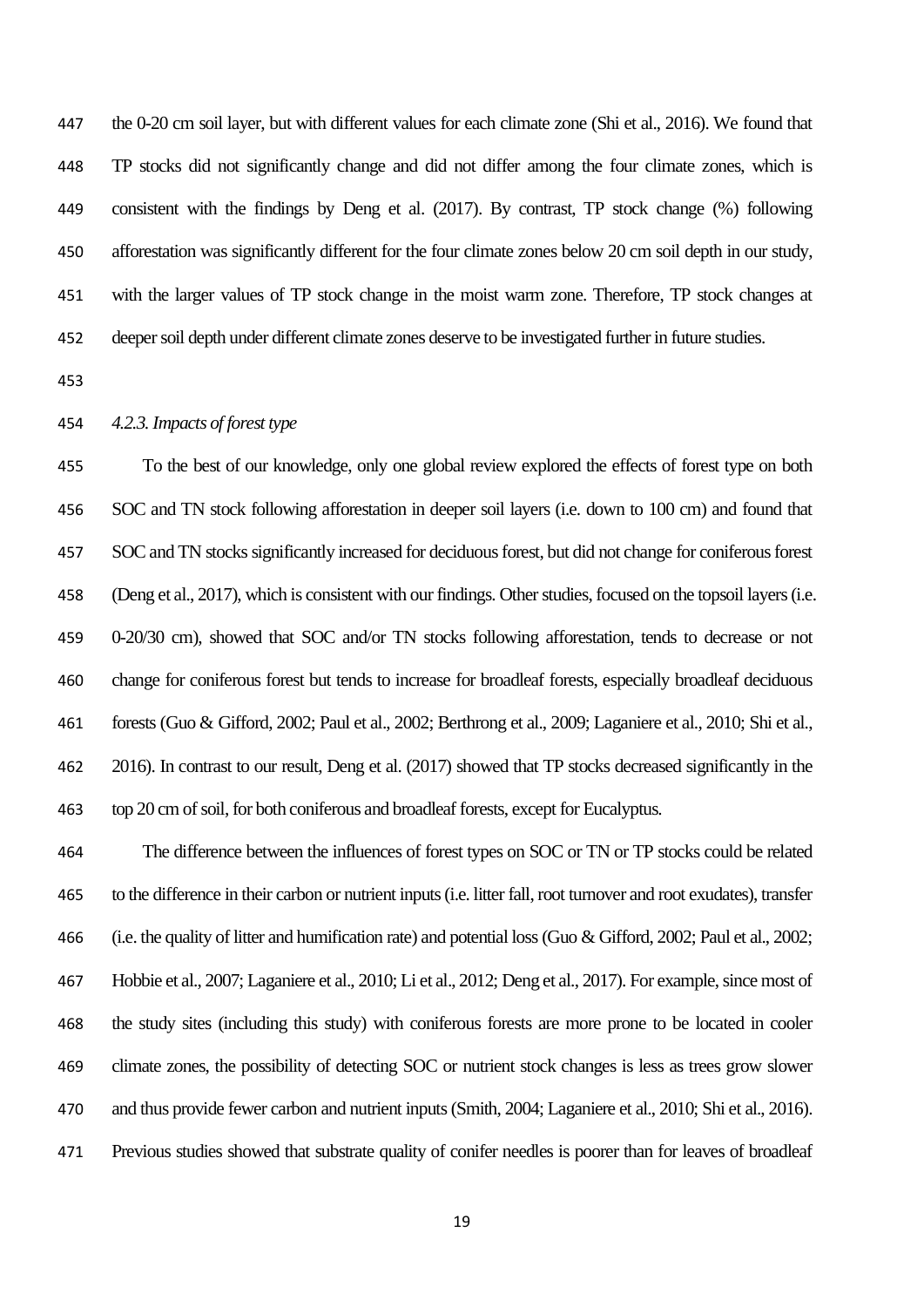the 0-20 cm soil layer, but with different values for each climate zone (Shi et al., 2016). We found that TP stocks did not significantly change and did not differ among the four climate zones, which is consistent with the findings by Deng et al. (2017). By contrast, TP stock change (%) following afforestation was significantly different for the four climate zones below 20 cm soil depth in our study, with the larger values of TP stock change in the moist warm zone. Therefore, TP stock changes at deeper soil depth under different climate zones deserve to be investigated further in future studies.

*4.2.3. Impacts of forest type*

To the best of our knowledge, only one global review explored the effects of forest type on both SOC and TN stock following afforestation in deeper soil layers (i.e. down to 100 cm) and found that SOC and TN stocks significantly increased for deciduous forest, but did not change for coniferous forest (Deng et al., 2017), which is consistent with our findings. Other studies, focused on the topsoil layers (i.e. 0-20/30 cm), showed that SOC and/or TN stocks following afforestation, tends to decrease or not change for coniferous forest but tends to increase for broadleaf forests, especially broadleaf deciduous forests (Guo & Gifford, 2002; Paul et al., 2002; Berthrong et al., 2009; Laganiere et al., 2010; Shi et al., 2016). In contrast to our result, Deng et al. (2017) showed that TP stocks decreased significantly in the top 20 cm of soil, for both coniferous and broadleaf forests, except for Eucalyptus.

The difference between the influences of forest types on SOC or TN or TP stocks could be related to the difference in their carbon or nutrient inputs (i.e. litter fall, root turnover and root exudates), transfer (i.e. the quality of litter and humification rate) and potential loss (Guo & Gifford, 2002; Paul et al., 2002; Hobbie et al., 2007; Laganiere et al., 2010; Li et al., 2012; Deng et al., 2017). For example, since most of the study sites (including this study) with coniferous forests are more prone to be located in cooler climate zones, the possibility of detecting SOC or nutrient stock changes is less as trees grow slower and thus provide fewer carbon and nutrient inputs (Smith, 2004; Laganiere et al., 2010; Shi et al., 2016). Previous studies showed that substrate quality of conifer needles is poorer than for leaves of broadleaf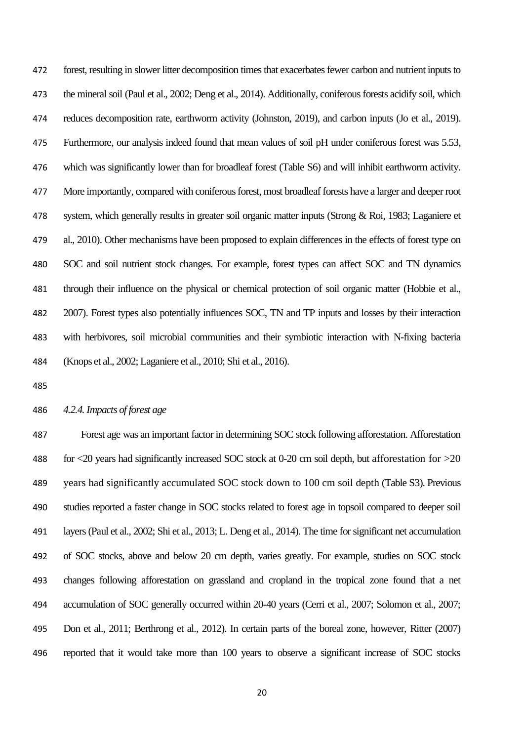forest, resulting in slower litter decomposition times that exacerbates fewer carbon and nutrient inputs to the mineral soil (Paul et al., 2002; Deng et al., 2014). Additionally, coniferous forests acidify soil, which reduces decomposition rate, earthworm activity (Johnston, 2019), and carbon inputs (Jo et al., 2019). Furthermore, our analysis indeed found that mean values of soil pH under coniferous forest was 5.53, which was significantly lower than for broadleaf forest (Table S6) and will inhibit earthworm activity. More importantly, compared with coniferous forest, most broadleaf forests have a larger and deeper root system, which generally results in greater soil organic matter inputs (Strong & Roi, 1983; Laganiere et al., 2010). Other mechanisms have been proposed to explain differences in the effects of forest type on SOC and soil nutrient stock changes. For example, forest types can affect SOC and TN dynamics through their influence on the physical or chemical protection of soil organic matter (Hobbie et al., 2007). Forest types also potentially influences SOC, TN and TP inputs and losses by their interaction with herbivores, soil microbial communities and their symbiotic interaction with N-fixing bacteria (Knops et al., 2002; Laganiere et al., 2010; Shi et al., 2016).

#### *4.2.4. Impacts of forest age*

Forest age was an important factor in determining SOC stock following afforestation. Afforestation for <20 years had significantly increased SOC stock at 0-20 cm soil depth, but afforestation for >20 years had significantly accumulated SOC stock down to 100 cm soil depth (Table S3). Previous studies reported a faster change in SOC stocks related to forest age in topsoil compared to deeper soil layers (Paul et al., 2002; Shi et al., 2013; L. Deng et al., 2014). The time for significant net accumulation of SOC stocks, above and below 20 cm depth, varies greatly. For example, studies on SOC stock changes following afforestation on grassland and cropland in the tropical zone found that a net accumulation of SOC generally occurred within 20-40 years (Cerri et al., 2007; Solomon et al., 2007; Don et al., 2011; Berthrong et al., 2012). In certain parts of the boreal zone, however, Ritter (2007) reported that it would take more than 100 years to observe a significant increase of SOC stocks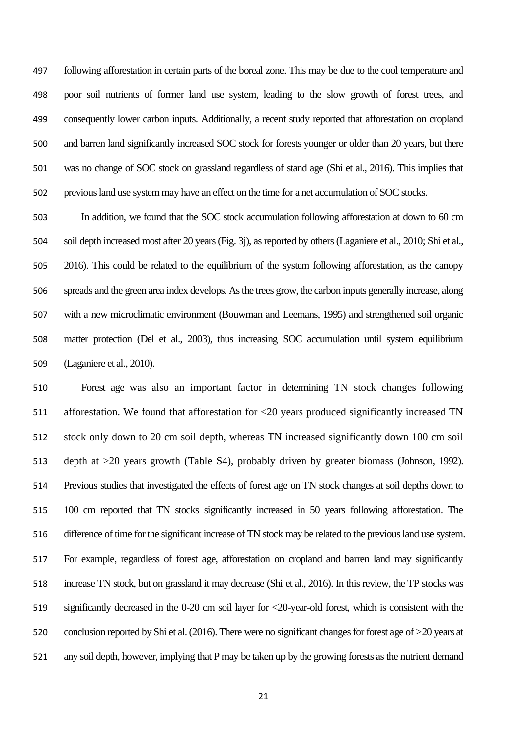following afforestation in certain parts of the boreal zone. This may be due to the cool temperature and poor soil nutrients of former land use system, leading to the slow growth of forest trees, and consequently lower carbon inputs. Additionally, a recent study reported that afforestation on cropland and barren land significantly increased SOC stock for forests younger or older than 20 years, but there was no change of SOC stock on grassland regardless of stand age (Shi et al., 2016). This implies that previous land use system may have an effect on the time for a net accumulation of SOC stocks.

In addition, we found that the SOC stock accumulation following afforestation at down to 60 cm soil depth increased most after 20 years (Fig. 3j), as reported by others (Laganiere et al., 2010; Shi et al., 2016). This could be related to the equilibrium of the system following afforestation, as the canopy spreads and the green area index develops. As the trees grow, the carbon inputs generally increase, along with a new microclimatic environment (Bouwman and Leemans, 1995) and strengthened soil organic matter protection (Del et al., 2003), thus increasing SOC accumulation until system equilibrium (Laganiere et al., 2010).

Forest age was also an important factor in determining TN stock changes following afforestation. We found that afforestation for <20 years produced significantly increased TN stock only down to 20 cm soil depth, whereas TN increased significantly down 100 cm soil depth at >20 years growth (Table S4), probably driven by greater biomass (Johnson, 1992). Previous studies that investigated the effects of forest age on TN stock changes at soil depths down to 100 cm reported that TN stocks significantly increased in 50 years following afforestation. The difference of time for the significant increase of TN stock may be related to the previous land use system. For example, regardless of forest age, afforestation on cropland and barren land may significantly increase TN stock, but on grassland it may decrease (Shi et al., 2016). In this review, the TP stocks was significantly decreased in the 0-20 cm soil layer for <20-year-old forest, which is consistent with the conclusion reported by Shi et al. (2016). There were no significant changes for forest age of >20 years at any soil depth, however, implying that P may be taken up by the growing forests as the nutrient demand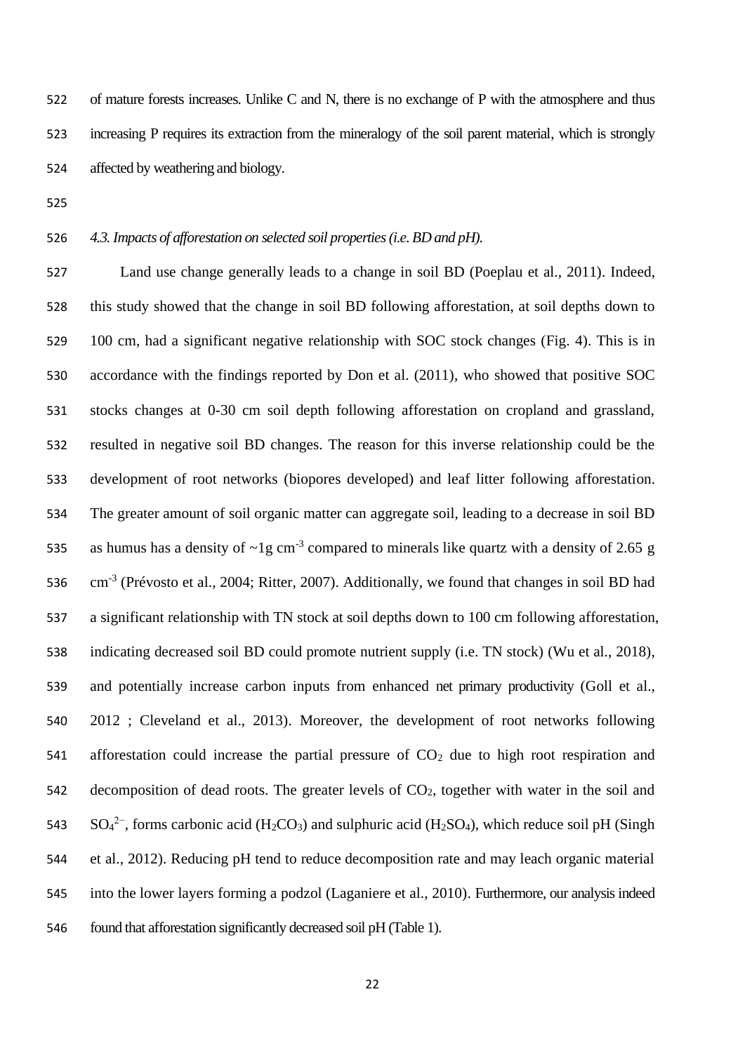of mature forests increases. Unlike C and N, there is no exchange of P with the atmosphere and thus increasing P requires its extraction from the mineralogy of the soil parent material, which is strongly affected by weathering and biology.

*4.3. Impacts of afforestation on selected soil properties (i.e. BD and pH).*

Land use change generally leads to a change in soil BD (Poeplau et al., 2011). Indeed, this study showed that the change in soil BD following afforestation, at soil depths down to 100 cm, had a significant negative relationship with SOC stock changes (Fig. 4). This is in accordance with the findings reported by Don et al. (2011), who showed that positive SOC stocks changes at 0-30 cm soil depth following afforestation on cropland and grassland, resulted in negative soil BD changes. The reason for this inverse relationship could be the development of root networks (biopores developed) and leaf litter following afforestation. The greater amount of soil organic matter can aggregate soil, leading to a decrease in soil BD as humus has a density of ~1g $cm^{-3}$ compared to minerals like quartz with a density of 2.65 g $cm^{-3}$ (Prévosto et al., 2004; Ritter, 2007). Additionally, we found that changes in soil BD had a significant relationship with TN stock at soil depths down to 100 cm following afforestation, indicating decreased soil BD could promote nutrient supply (i.e. TN stock) (Wu et al., 2018), and potentially increase carbon inputs from enhanced net primary productivity (Goll et al., 2012 ; Cleveland et al., 2013). Moreover, the development of root networks following afforestation could increase the partial pressure of $CO_2$ due to high root respiration and decomposition of dead roots. The greater levels of $CO_2$, together with water in the soil and $SO_4^{2-}$, forms carbonic acid ($H_2CO_3$) and sulphuric acid ($H_2SO_4$), which reduce soil pH (Singh et al., 2012). Reducing pH tend to reduce decomposition rate and may leach organic material into the lower layers forming a podzol (Laganiere et al., 2010). Furthermore, our analysis indeed found that afforestation significantly decreased soil pH (Table 1).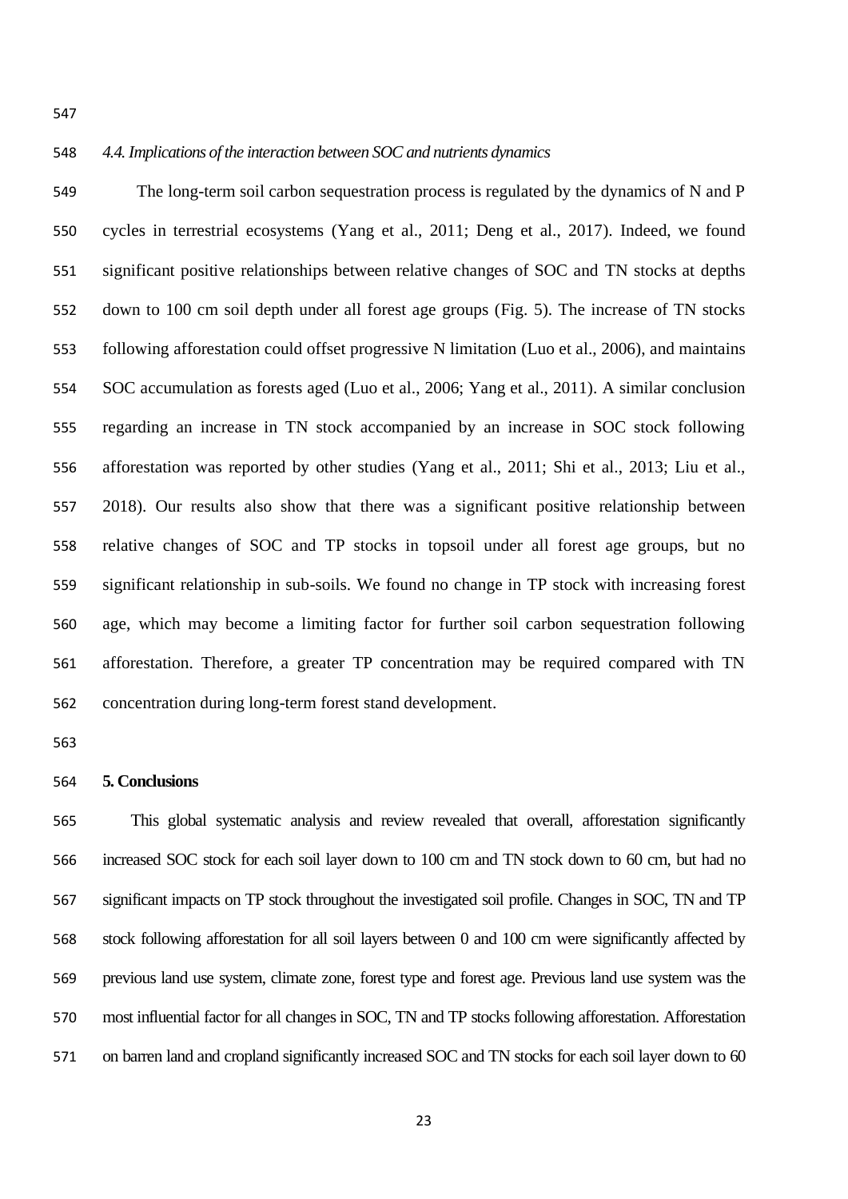### *4.4. Implications of the interaction between SOC and nutrients dynamics*

The long-term soil carbon sequestration process is regulated by the dynamics of N and P cycles in terrestrial ecosystems (Yang et al., 2011; Deng et al., 2017). Indeed, we found significant positive relationships between relative changes of SOC and TN stocks at depths down to 100 cm soil depth under all forest age groups (Fig. 5). The increase of TN stocks following afforestation could offset progressive N limitation (Luo et al., 2006), and maintains SOC accumulation as forests aged (Luo et al., 2006; Yang et al., 2011). A similar conclusion regarding an increase in TN stock accompanied by an increase in SOC stock following afforestation was reported by other studies (Yang et al., 2011; Shi et al., 2013; Liu et al., 2018). Our results also show that there was a significant positive relationship between relative changes of SOC and TP stocks in topsoil under all forest age groups, but no significant relationship in sub-soils. We found no change in TP stock with increasing forest age, which may become a limiting factor for further soil carbon sequestration following afforestation. Therefore, a greater TP concentration may be required compared with TN concentration during long-term forest stand development.

## 5. Conclusions

This global systematic analysis and review revealed that overall, afforestation significantly increased SOC stock for each soil layer down to 100 cm and TN stock down to 60 cm, but had no significant impacts on TP stock throughout the investigated soil profile. Changes in SOC, TN and TP stock following afforestation for all soil layers between 0 and 100 cm were significantly affected by previous land use system, climate zone, forest type and forest age. Previous land use system was the most influential factor for all changes in SOC, TN and TP stocks following afforestation. Afforestation on barren land and cropland significantly increased SOC and TN stocks for each soil layer down to 60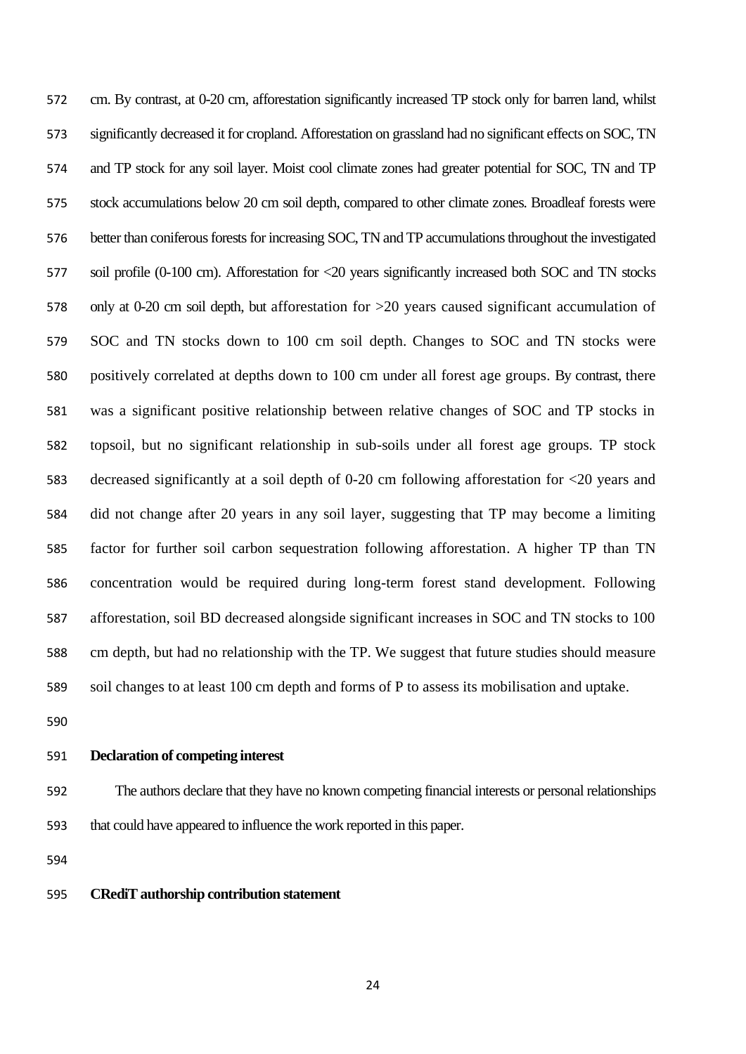cm. By contrast, at 0-20 cm, afforestation significantly increased TP stock only for barren land, whilst significantly decreased it for cropland. Afforestation on grassland had no significant effects on SOC, TN and TP stock for any soil layer. Moist cool climate zones had greater potential for SOC, TN and TP stock accumulations below 20 cm soil depth, compared to other climate zones. Broadleaf forests were better than coniferous forests for increasing SOC, TN and TP accumulations throughout the investigated soil profile (0-100 cm). Afforestation for <20 years significantly increased both SOC and TN stocks only at 0-20 cm soil depth, but afforestation for >20 years caused significant accumulation of SOC and TN stocks down to 100 cm soil depth. Changes to SOC and TN stocks were positively correlated at depths down to 100 cm under all forest age groups. By contrast, there was a significant positive relationship between relative changes of SOC and TP stocks in topsoil, but no significant relationship in sub-soils under all forest age groups. TP stock decreased significantly at a soil depth of 0-20 cm following afforestation for <20 years and did not change after 20 years in any soil layer, suggesting that TP may become a limiting factor for further soil carbon sequestration following afforestation. A higher TP than TN concentration would be required during long-term forest stand development. Following afforestation, soil BD decreased alongside significant increases in SOC and TN stocks to 100 cm depth, but had no relationship with the TP. We suggest that future studies should measure soil changes to at least 100 cm depth and forms of P to assess its mobilisation and uptake.

## Declaration of competing interest

The authors declare that they have no known competing financial interests or personal relationships that could have appeared to influence the work reported in this paper.

## CRediT authorship contribution statement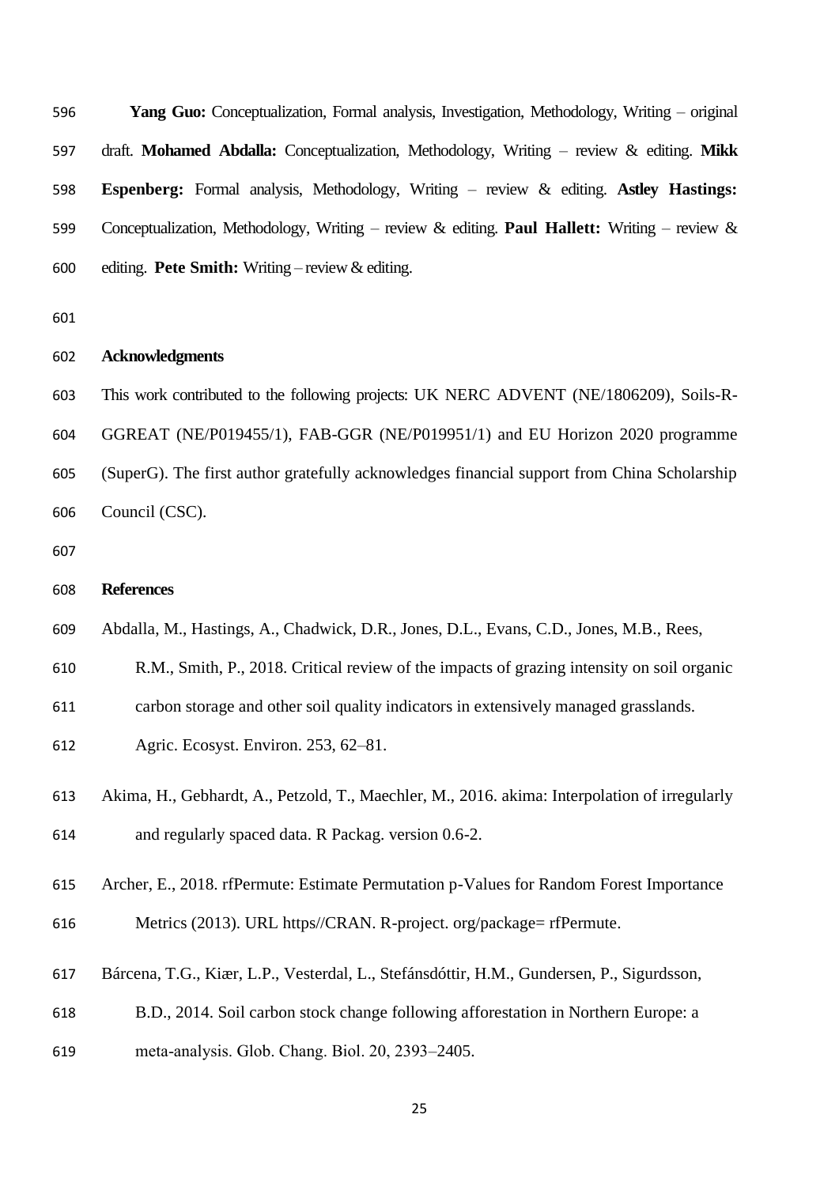**Yang Guo:** Conceptualization, Formal analysis, Investigation, Methodology, Writing – original draft. **Mohamed Abdalla:** Conceptualization, Methodology, Writing – review & editing. **Mikk Espenberg:** Formal analysis, Methodology, Writing – review & editing. **Astley Hastings:** Conceptualization, Methodology, Writing – review & editing. **Paul Hallett:** Writing – review & editing. **Pete Smith:** Writing – review & editing.

## Acknowledgments

This work contributed to the following projects: UK NERC ADVENT (NE/1806209), Soils-R-GGREAT (NE/P019455/1), FAB-GGR (NE/P019951/1) and EU Horizon 2020 programme (SuperG). The first author gratefully acknowledges financial support from China Scholarship Council (CSC).

## References

Abdalla, M., Hastings, A., Chadwick, D.R., Jones, D.L., Evans, C.D., Jones, M.B., Rees, R.M., Smith, P., 2018. Critical review of the impacts of grazing intensity on soil organic carbon storage and other soil quality indicators in extensively managed grasslands. Agric. Ecosyst. Environ. 253, 62–81.

Akima, H., Gebhardt, A., Petzold, T., Maechler, M., 2016. akima: Interpolation of irregularly and regularly spaced data. R Packag. version 0.6-2.

Archer, E., 2018. rfPermute: Estimate Permutation p-Values for Random Forest Importance Metrics (2013). URL https//CRAN. R-project. org/package= rfPermute.

Bárcena, T.G., Kiær, L.P., Vesterdal, L., Stefánsdóttir, H.M., Gundersen, P., Sigurdsson, B.D., 2014. Soil carbon stock change following afforestation in Northern Europe: a meta-analysis. Glob. Chang. Biol. 20, 2393–2405.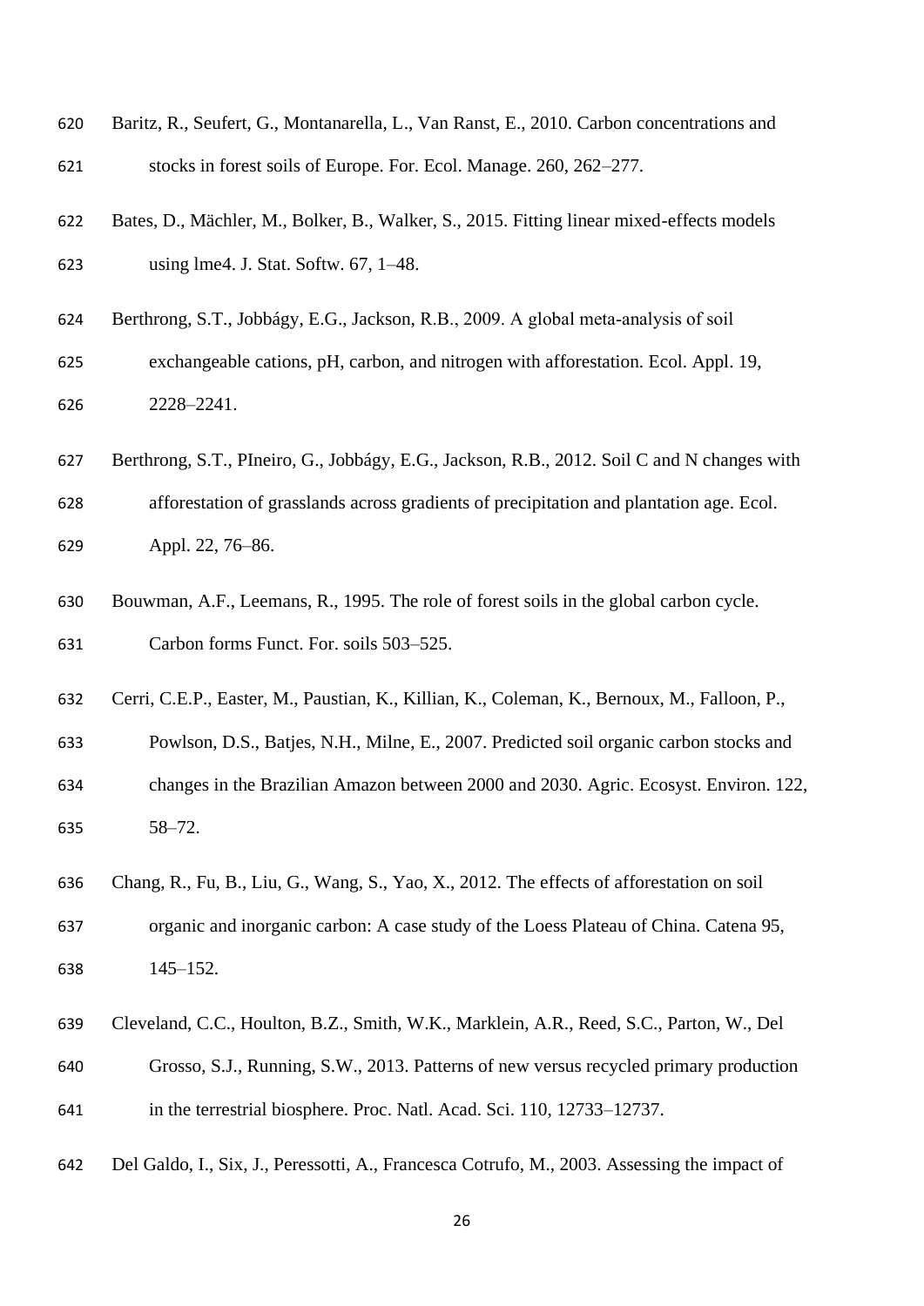Baritz, R., Seufert, G., Montanarella, L., Van Ranst, E., 2010. Carbon concentrations and stocks in forest soils of Europe. For. Ecol. Manage. 260, 262–277.

Bates, D., Mächler, M., Bolker, B., Walker, S., 2015. Fitting linear mixed-effects models using lme4. J. Stat. Softw. 67, 1–48.

Berthrong, S.T., Jobbágy, E.G., Jackson, R.B., 2009. A global meta-analysis of soil exchangeable cations, pH, carbon, and nitrogen with afforestation. Ecol. Appl. 19, 2228–2241.

Berthrong, S.T., PIneiro, G., Jobbágy, E.G., Jackson, R.B., 2012. Soil C and N changes with afforestation of grasslands across gradients of precipitation and plantation age. Ecol. Appl. 22, 76–86.

Bouwman, A.F., Leemans, R., 1995. The role of forest soils in the global carbon cycle. Carbon forms Funct. For. soils 503–525.

Cerri, C.E.P., Easter, M., Paustian, K., Killian, K., Coleman, K., Bernoux, M., Falloon, P., Powlson, D.S., Batjes, N.H., Milne, E., 2007. Predicted soil organic carbon stocks and changes in the Brazilian Amazon between 2000 and 2030. Agric. Ecosyst. Environ. 122, 58–72.

Chang, R., Fu, B., Liu, G., Wang, S., Yao, X., 2012. The effects of afforestation on soil organic and inorganic carbon: A case study of the Loess Plateau of China. Catena 95, 145–152.

Cleveland, C.C., Houlton, B.Z., Smith, W.K., Marklein, A.R., Reed, S.C., Parton, W., Del Grosso, S.J., Running, S.W., 2013. Patterns of new versus recycled primary production in the terrestrial biosphere. Proc. Natl. Acad. Sci. 110, 12733–12737.

Del Galdo, I., Six, J., Peressotti, A., Francesca Cotrufo, M., 2003. Assessing the impact of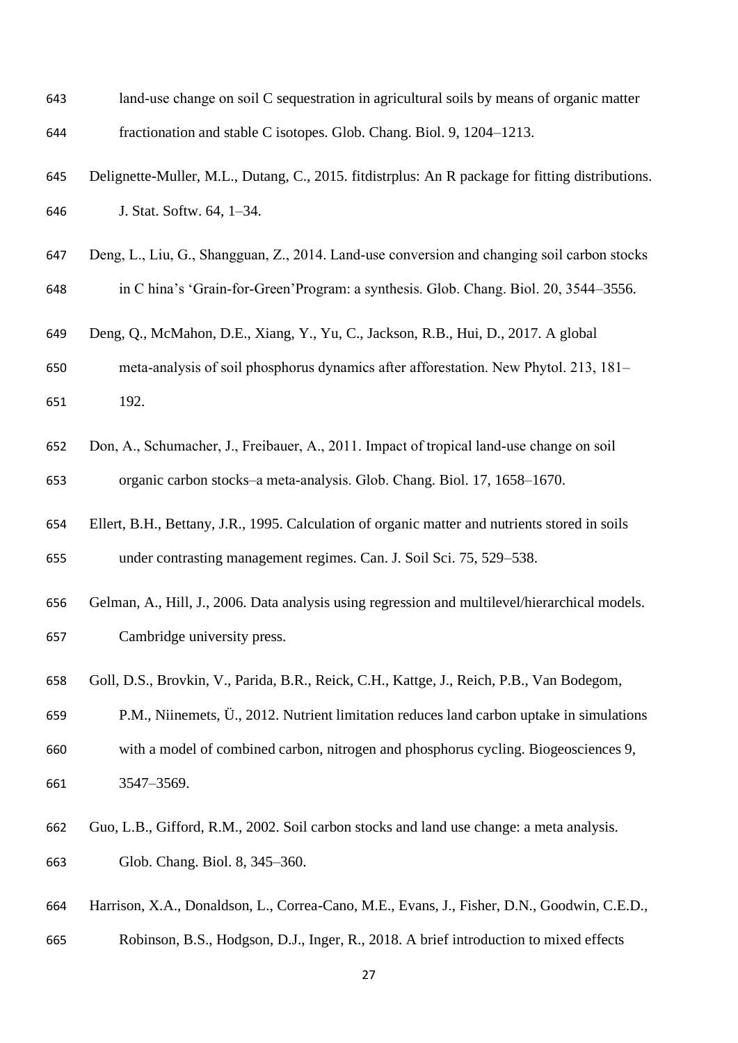land-use change on soil C sequestration in agricultural soils by means of organic matter fractionation and stable C isotopes. Glob. Chang. Biol. 9, 1204–1213.

Delignette-Muller, M.L., Dutang, C., 2015. fitdistrplus: An R package for fitting distributions. J. Stat. Softw. 64, 1–34.

Deng, L., Liu, G., Shangguan, Z., 2014. Land-use conversion and changing soil carbon stocks in C hina's 'Grain-for-Green'Program: a synthesis. Glob. Chang. Biol. 20, 3544–3556.

Deng, Q., McMahon, D.E., Xiang, Y., Yu, C., Jackson, R.B., Hui, D., 2017. A global meta-analysis of soil phosphorus dynamics after afforestation. New Phytol. 213, 181–192.

Don, A., Schumacher, J., Freibauer, A., 2011. Impact of tropical land-use change on soil organic carbon stocks–a meta-analysis. Glob. Chang. Biol. 17, 1658–1670.

Ellert, B.H., Bettany, J.R., 1995. Calculation of organic matter and nutrients stored in soils under contrasting management regimes. Can. J. Soil Sci. 75, 529–538.

Gelman, A., Hill, J., 2006. Data analysis using regression and multilevel/hierarchical models. Cambridge university press.

Goll, D.S., Brovkin, V., Parida, B.R., Reick, C.H., Kattge, J., Reich, P.B., Van Bodegom, P.M., Niinemets, Ü., 2012. Nutrient limitation reduces land carbon uptake in simulations with a model of combined carbon, nitrogen and phosphorus cycling. Biogeosciences 9, 3547–3569.

Guo, L.B., Gifford, R.M., 2002. Soil carbon stocks and land use change: a meta analysis. Glob. Chang. Biol. 8, 345–360.

Harrison, X.A., Donaldson, L., Correa-Cano, M.E., Evans, J., Fisher, D.N., Goodwin, C.E.D., Robinson, B.S., Hodgson, D.J., Inger, R., 2018. A brief introduction to mixed effects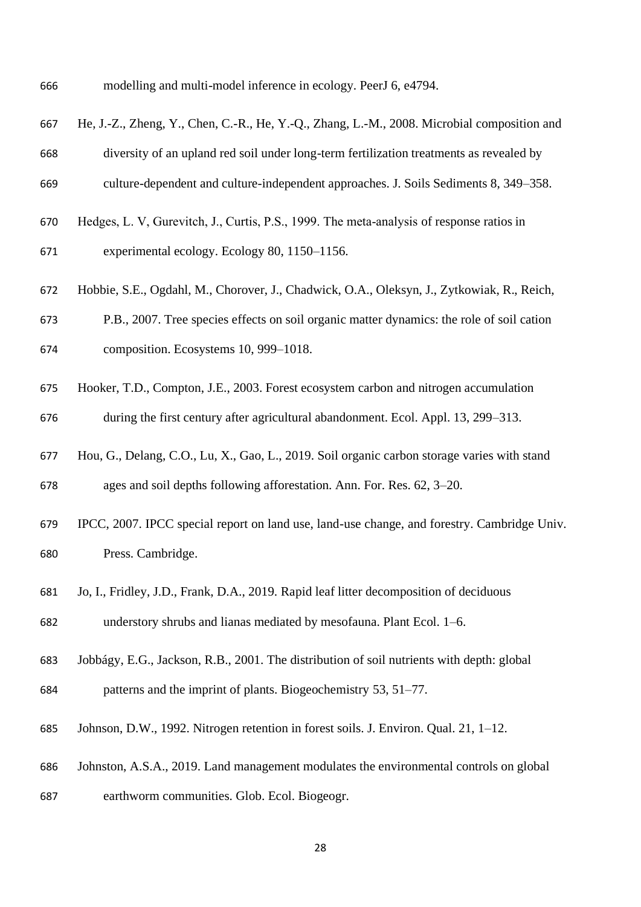modelling and multi-model inference in ecology. PeerJ 6, e4794.

He, J.-Z., Zheng, Y., Chen, C.-R., He, Y.-Q., Zhang, L.-M., 2008. Microbial composition and diversity of an upland red soil under long-term fertilization treatments as revealed by culture-dependent and culture-independent approaches. J. Soils Sediments 8, 349–358.

Hedges, L. V, Gurevitch, J., Curtis, P.S., 1999. The meta-analysis of response ratios in experimental ecology. Ecology 80, 1150–1156.

Hobbie, S.E., Ogdahl, M., Chorover, J., Chadwick, O.A., Oleksyn, J., Zytkowiak, R., Reich, P.B., 2007. Tree species effects on soil organic matter dynamics: the role of soil cation composition. Ecosystems 10, 999–1018.

Hooker, T.D., Compton, J.E., 2003. Forest ecosystem carbon and nitrogen accumulation during the first century after agricultural abandonment. Ecol. Appl. 13, 299–313.

Hou, G., Delang, C.O., Lu, X., Gao, L., 2019. Soil organic carbon storage varies with stand ages and soil depths following afforestation. Ann. For. Res. 62, 3–20.

IPCC, 2007. IPCC special report on land use, land-use change, and forestry. Cambridge Univ. Press. Cambridge.

Jo, I., Fridley, J.D., Frank, D.A., 2019. Rapid leaf litter decomposition of deciduous understory shrubs and lianas mediated by mesofauna. Plant Ecol. 1–6.

Jobbágy, E.G., Jackson, R.B., 2001. The distribution of soil nutrients with depth: global patterns and the imprint of plants. Biogeochemistry 53, 51–77.

Johnson, D.W., 1992. Nitrogen retention in forest soils. J. Environ. Qual. 21, 1–12.

Johnston, A.S.A., 2019. Land management modulates the environmental controls on global earthworm communities. Glob. Ecol. Biogeogr.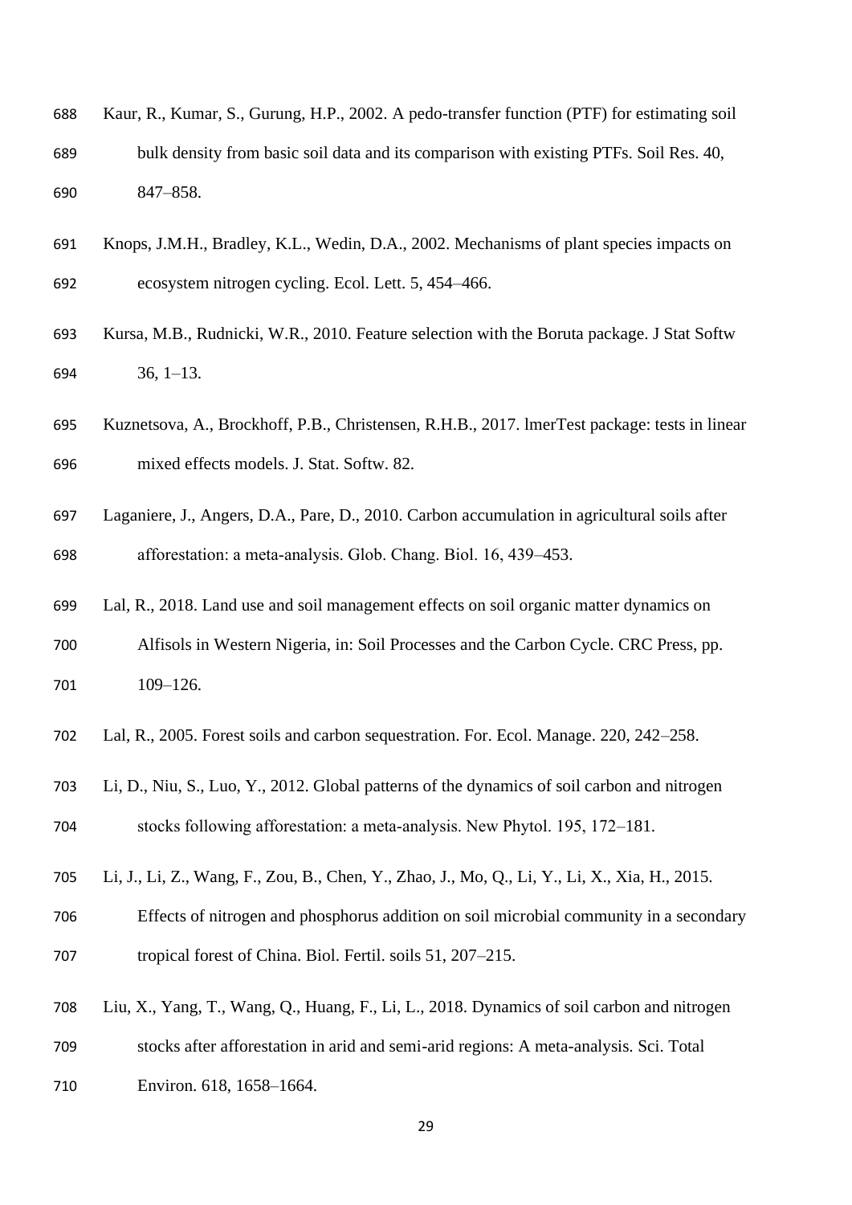Kaur, R., Kumar, S., Gurung, H.P., 2002. A pedo-transfer function (PTF) for estimating soil bulk density from basic soil data and its comparison with existing PTFs. Soil Res. 40, 847–858.

Knops, J.M.H., Bradley, K.L., Wedin, D.A., 2002. Mechanisms of plant species impacts on ecosystem nitrogen cycling. Ecol. Lett. 5, 454–466.

Kursa, M.B., Rudnicki, W.R., 2010. Feature selection with the Boruta package. J Stat Softw 36, 1–13.

Kuznetsova, A., Brockhoff, P.B., Christensen, R.H.B., 2017. lmerTest package: tests in linear mixed effects models. J. Stat. Softw. 82.

Laganiere, J., Angers, D.A., Pare, D., 2010. Carbon accumulation in agricultural soils after afforestation: a meta-analysis. Glob. Chang. Biol. 16, 439–453.

Lal, R., 2018. Land use and soil management effects on soil organic matter dynamics on Alfisols in Western Nigeria, in: Soil Processes and the Carbon Cycle. CRC Press, pp. 109–126.

Lal, R., 2005. Forest soils and carbon sequestration. For. Ecol. Manage. 220, 242–258.

Li, D., Niu, S., Luo, Y., 2012. Global patterns of the dynamics of soil carbon and nitrogen stocks following afforestation: a meta-analysis. New Phytol. 195, 172–181.

Li, J., Li, Z., Wang, F., Zou, B., Chen, Y., Zhao, J., Mo, Q., Li, Y., Li, X., Xia, H., 2015. Effects of nitrogen and phosphorus addition on soil microbial community in a secondary tropical forest of China. Biol. Fertil. soils 51, 207–215.

Liu, X., Yang, T., Wang, Q., Huang, F., Li, L., 2018. Dynamics of soil carbon and nitrogen stocks after afforestation in arid and semi-arid regions: A meta-analysis. Sci. Total Environ. 618, 1658–1664.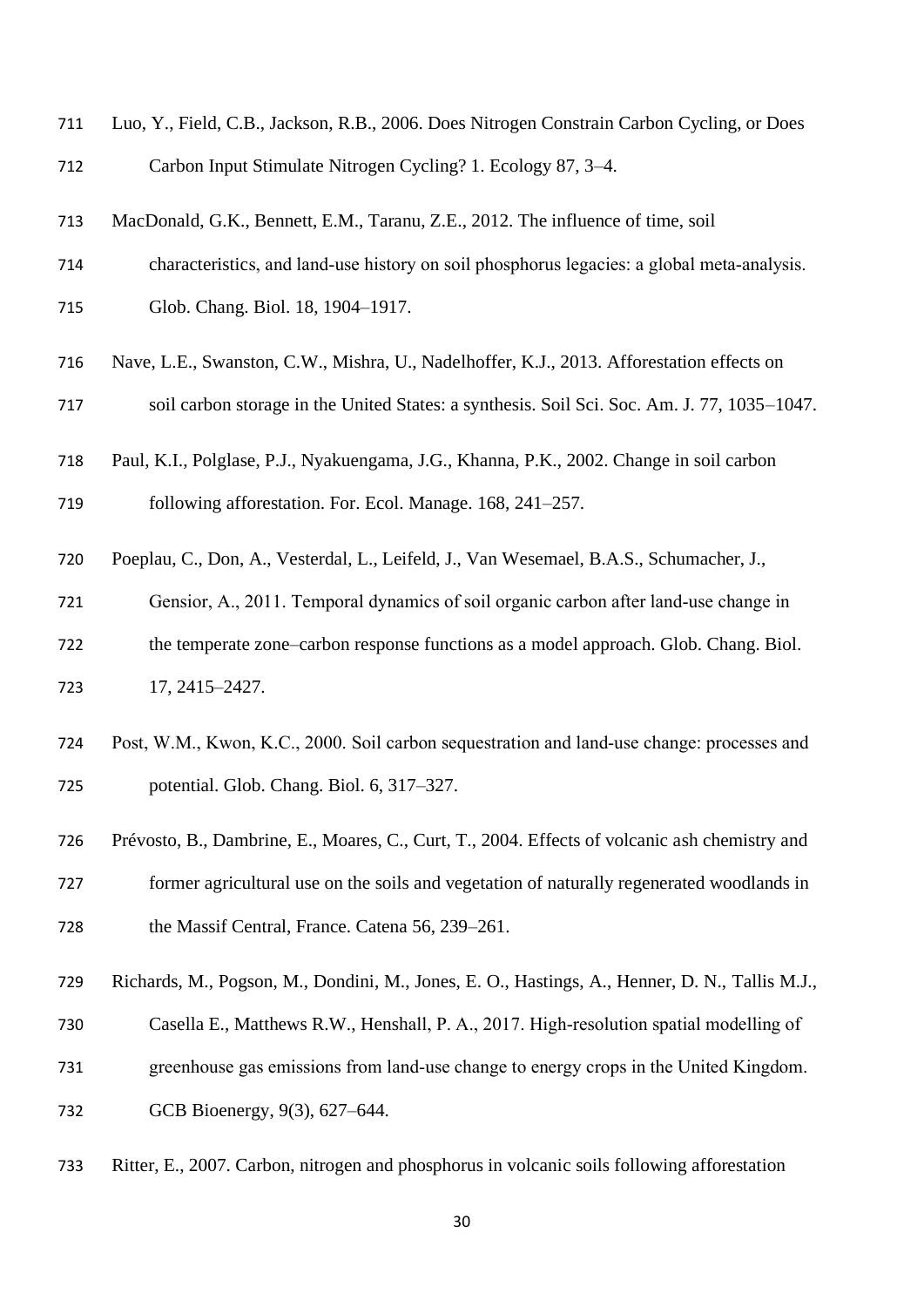Luo, Y., Field, C.B., Jackson, R.B., 2006. Does Nitrogen Constrain Carbon Cycling, or Does Carbon Input Stimulate Nitrogen Cycling? 1. Ecology 87, 3–4.

MacDonald, G.K., Bennett, E.M., Taranu, Z.E., 2012. The influence of time, soil characteristics, and land-use history on soil phosphorus legacies: a global meta-analysis. Glob. Chang. Biol. 18, 1904–1917.

Nave, L.E., Swanston, C.W., Mishra, U., Nadelhoffer, K.J., 2013. Afforestation effects on soil carbon storage in the United States: a synthesis. Soil Sci. Soc. Am. J. 77, 1035–1047.

Paul, K.I., Polglase, P.J., Nyakuengama, J.G., Khanna, P.K., 2002. Change in soil carbon following afforestation. For. Ecol. Manage. 168, 241–257.

Poeplau, C., Don, A., Vesterdal, L., Leifeld, J., Van Wesemael, B.A.S., Schumacher, J., Gensior, A., 2011. Temporal dynamics of soil organic carbon after land-use change in the temperate zone–carbon response functions as a model approach. Glob. Chang. Biol. 17, 2415–2427.

Post, W.M., Kwon, K.C., 2000. Soil carbon sequestration and land-use change: processes and potential. Glob. Chang. Biol. 6, 317–327.

Prévosto, B., Dambrine, E., Moares, C., Curt, T., 2004. Effects of volcanic ash chemistry and former agricultural use on the soils and vegetation of naturally regenerated woodlands in the Massif Central, France. Catena 56, 239–261.

Richards, M., Pogson, M., Dondini, M., Jones, E. O., Hastings, A., Henner, D. N., Tallis M.J., Casella E., Matthews R.W., Henshall, P. A., 2017. High-resolution spatial modelling of greenhouse gas emissions from land-use change to energy crops in the United Kingdom. GCB Bioenergy, 9(3), 627–644.

Ritter, E., 2007. Carbon, nitrogen and phosphorus in volcanic soils following afforestation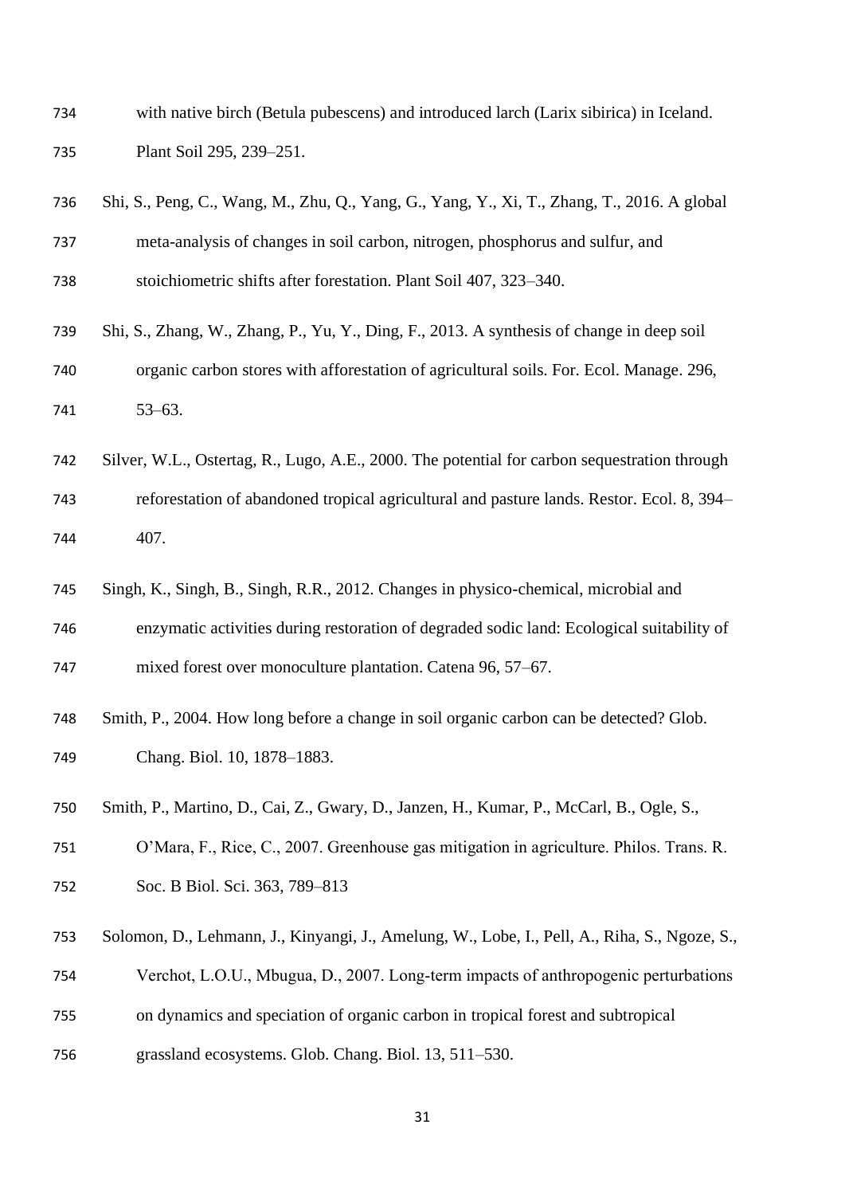with native birch (Betula pubescens) and introduced larch (Larix sibirica) in Iceland. Plant Soil 295, 239–251.

Shi, S., Peng, C., Wang, M., Zhu, Q., Yang, G., Yang, Y., Xi, T., Zhang, T., 2016. A global meta-analysis of changes in soil carbon, nitrogen, phosphorus and sulfur, and stoichiometric shifts after forestation. Plant Soil 407, 323–340.

Shi, S., Zhang, W., Zhang, P., Yu, Y., Ding, F., 2013. A synthesis of change in deep soil organic carbon stores with afforestation of agricultural soils. For. Ecol. Manage. 296, 53–63.

Silver, W.L., Ostertag, R., Lugo, A.E., 2000. The potential for carbon sequestration through reforestation of abandoned tropical agricultural and pasture lands. Restor. Ecol. 8, 394–407.

Singh, K., Singh, B., Singh, R.R., 2012. Changes in physico-chemical, microbial and enzymatic activities during restoration of degraded sodic land: Ecological suitability of mixed forest over monoculture plantation. Catena 96, 57–67.

Smith, P., 2004. How long before a change in soil organic carbon can be detected? Glob. Chang. Biol. 10, 1878–1883.

Smith, P., Martino, D., Cai, Z., Gwary, D., Janzen, H., Kumar, P., McCarl, B., Ogle, S., O'Mara, F., Rice, C., 2007. Greenhouse gas mitigation in agriculture. Philos. Trans. R. Soc. B Biol. Sci. 363, 789–813

Solomon, D., Lehmann, J., Kinyangi, J., Amelung, W., Lobe, I., Pell, A., Riha, S., Ngoze, S., Verchot, L.O.U., Mbugua, D., 2007. Long-term impacts of anthropogenic perturbations on dynamics and speciation of organic carbon in tropical forest and subtropical grassland ecosystems. Glob. Chang. Biol. 13, 511–530.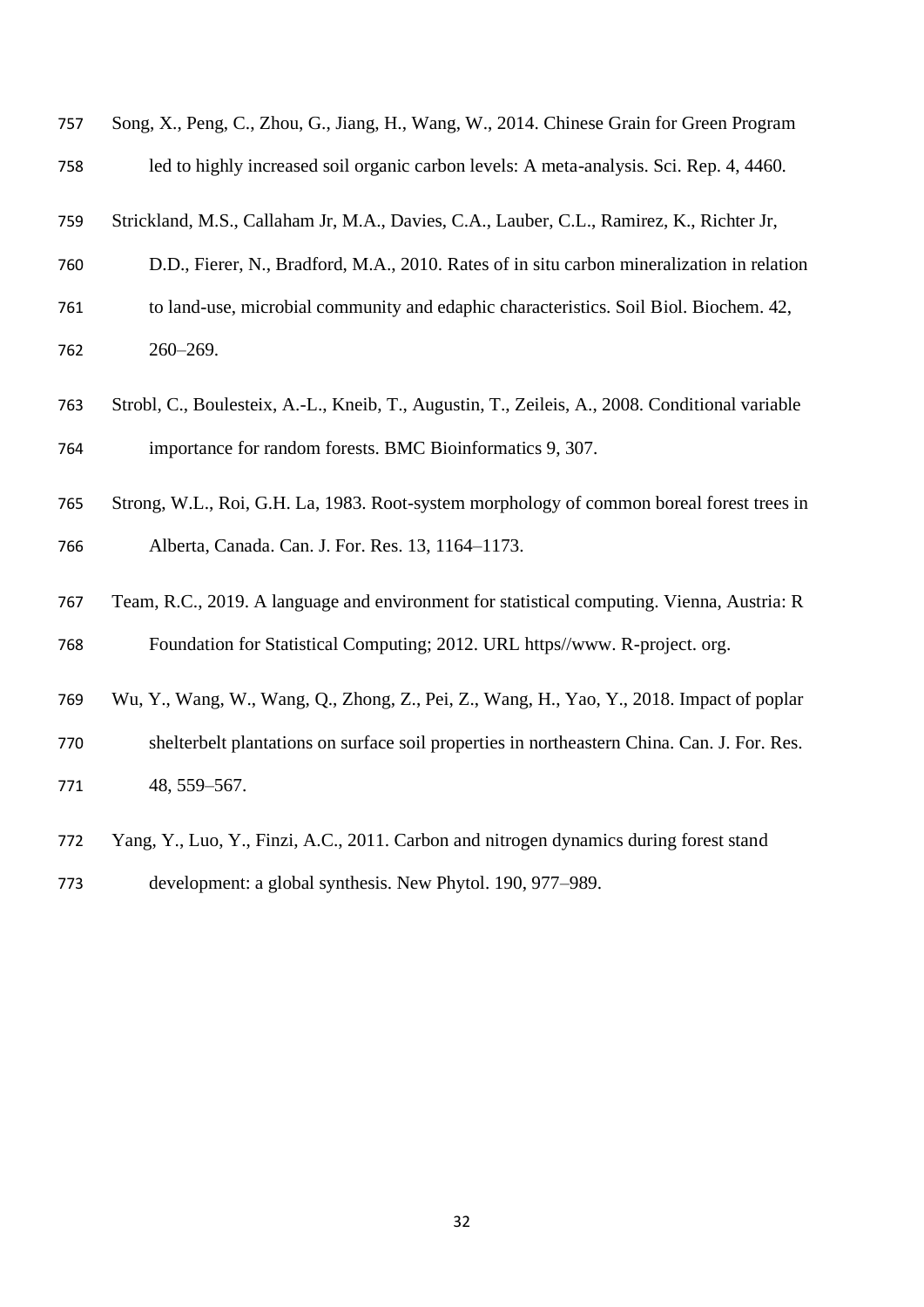Song, X., Peng, C., Zhou, G., Jiang, H., Wang, W., 2014. Chinese Grain for Green Program led to highly increased soil organic carbon levels: A meta-analysis. Sci. Rep. 4, 4460.

Strickland, M.S., Callaham Jr, M.A., Davies, C.A., Lauber, C.L., Ramirez, K., Richter Jr, D.D., Fierer, N., Bradford, M.A., 2010. Rates of in situ carbon mineralization in relation to land-use, microbial community and edaphic characteristics. Soil Biol. Biochem. 42, 260–269.

Strobl, C., Boulesteix, A.-L., Kneib, T., Augustin, T., Zeileis, A., 2008. Conditional variable importance for random forests. BMC Bioinformatics 9, 307.

Strong, W.L., Roi, G.H. La, 1983. Root-system morphology of common boreal forest trees in Alberta, Canada. Can. J. For. Res. 13, 1164–1173.

Team, R.C., 2019. A language and environment for statistical computing. Vienna, Austria: R Foundation for Statistical Computing; 2012. URL https//www. R-project. org.

Wu, Y., Wang, W., Wang, Q., Zhong, Z., Pei, Z., Wang, H., Yao, Y., 2018. Impact of poplar shelterbelt plantations on surface soil properties in northeastern China. Can. J. For. Res. 48, 559–567.

Yang, Y., Luo, Y., Finzi, A.C., 2011. Carbon and nitrogen dynamics during forest stand development: a global synthesis. New Phytol. 190, 977–989.